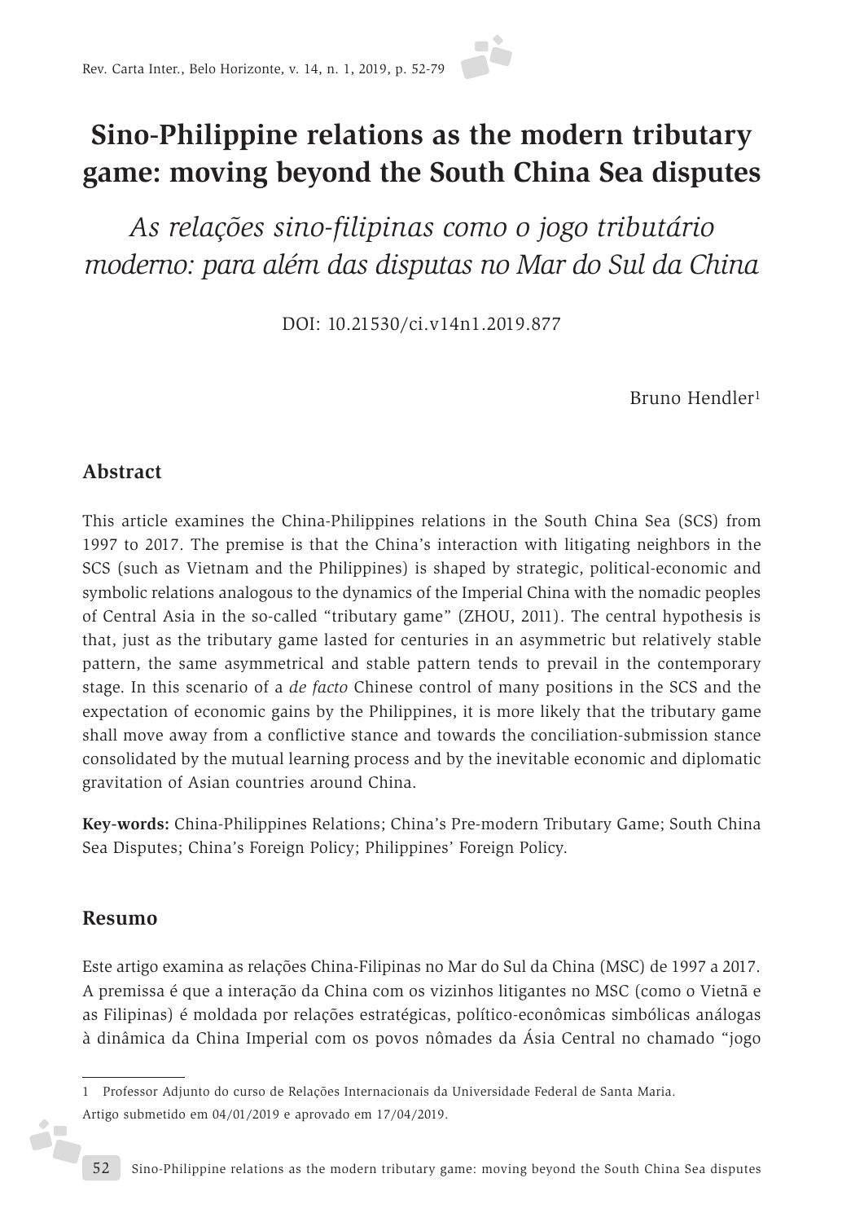# Sino-Philippine relations as the modern tributary game: moving beyond the South China Sea disputes

*As relações sino-filipinas como o jogo tributário moderno: para além das disputas no Mar do Sul da China*

DOI: 10.21530/ci.v14n1.2019.877

Bruno Hendler[1]

## Abstract

This article examines the China-Philippines relations in the South China Sea (SCS) from 1997 to 2017. The premise is that the China's interaction with litigating neighbors in the SCS (such as Vietnam and the Philippines) is shaped by strategic, political-economic and symbolic relations analogous to the dynamics of the Imperial China with the nomadic peoples of Central Asia in the so-called "tributary game" (ZHOU, 2011). The central hypothesis is that, just as the tributary game lasted for centuries in an asymmetric but relatively stable pattern, the same asymmetrical and stable pattern tends to prevail in the contemporary stage. In this scenario of a *de facto* Chinese control of many positions in the SCS and the expectation of economic gains by the Philippines, it is more likely that the tributary game shall move away from a conflictive stance and towards the conciliation-submission stance consolidated by the mutual learning process and by the inevitable economic and diplomatic gravitation of Asian countries around China.

**Key-words:** China-Philippines Relations; China's Pre-modern Tributary Game; South China Sea Disputes; China's Foreign Policy; Philippines' Foreign Policy.

## Resumo

Este artigo examina as relações China-Filipinas no Mar do Sul da China (MSC) de 1997 a 2017. A premissa é que a interação da China com os vizinhos litigantes no MSC (como o Vietnã e as Filipinas) é moldada por relações estratégicas, político-econômicas simbólicas análogas à dinâmica da China Imperial com os povos nômades da Ásia Central no chamado "jogo

---

1 Professor Adjunto do curso de Relações Internacionais da Universidade Federal de Santa Maria.

Artigo submetido em 04/01/2019 e aprovado em 17/04/2019.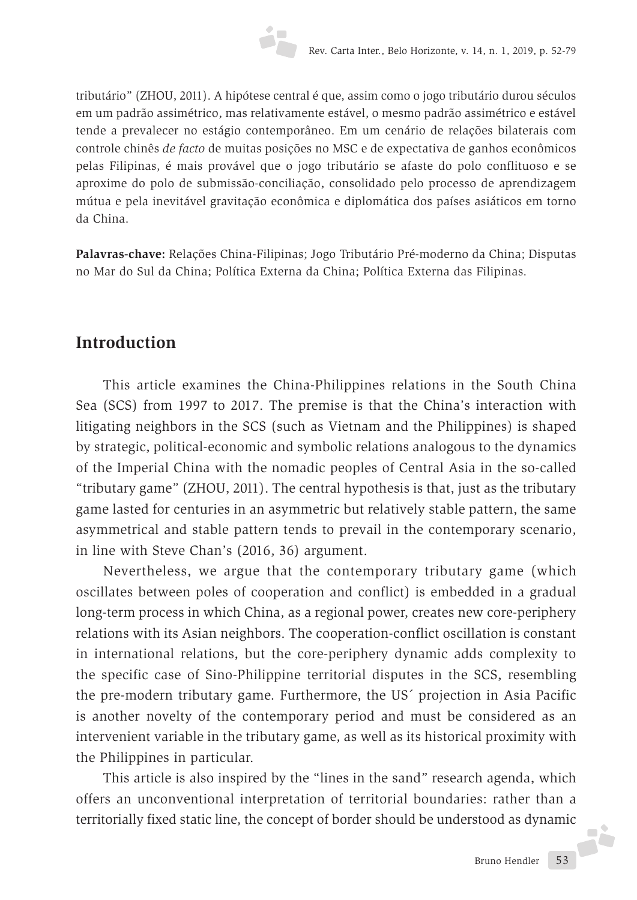tributário" (ZHOU, 2011). A hipótese central é que, assim como o jogo tributário durou séculos em um padrão assimétrico, mas relativamente estável, o mesmo padrão assimétrico e estável tende a prevalecer no estágio contemporâneo. Em um cenário de relações bilaterais com controle chinês *de facto* de muitas posições no MSC e de expectativa de ganhos econômicos pelas Filipinas, é mais provável que o jogo tributário se afaste do polo conflituoso e se aproxime do polo de submissão-conciliação, consolidado pelo processo de aprendizagem mútua e pela inevitável gravitação econômica e diplomática dos países asiáticos em torno da China.

**Palavras-chave:** Relações China-Filipinas; Jogo Tributário Pré-moderno da China; Disputas no Mar do Sul da China; Política Externa da China; Política Externa das Filipinas.

## Introduction

This article examines the China-Philippines relations in the South China Sea (SCS) from 1997 to 2017. The premise is that the China's interaction with litigating neighbors in the SCS (such as Vietnam and the Philippines) is shaped by strategic, political-economic and symbolic relations analogous to the dynamics of the Imperial China with the nomadic peoples of Central Asia in the so-called "tributary game" (ZHOU, 2011). The central hypothesis is that, just as the tributary game lasted for centuries in an asymmetric but relatively stable pattern, the same asymmetrical and stable pattern tends to prevail in the contemporary scenario, in line with Steve Chan's (2016, 36) argument.

Nevertheless, we argue that the contemporary tributary game (which oscillates between poles of cooperation and conflict) is embedded in a gradual long-term process in which China, as a regional power, creates new core-periphery relations with its Asian neighbors. The cooperation-conflict oscillation is constant in international relations, but the core-periphery dynamic adds complexity to the specific case of Sino-Philippine territorial disputes in the SCS, resembling the pre-modern tributary game. Furthermore, the US´ projection in Asia Pacific is another novelty of the contemporary period and must be considered as an intervenient variable in the tributary game, as well as its historical proximity with the Philippines in particular.

This article is also inspired by the "lines in the sand" research agenda, which offers an unconventional interpretation of territorial boundaries: rather than a territorially fixed static line, the concept of border should be understood as dynamic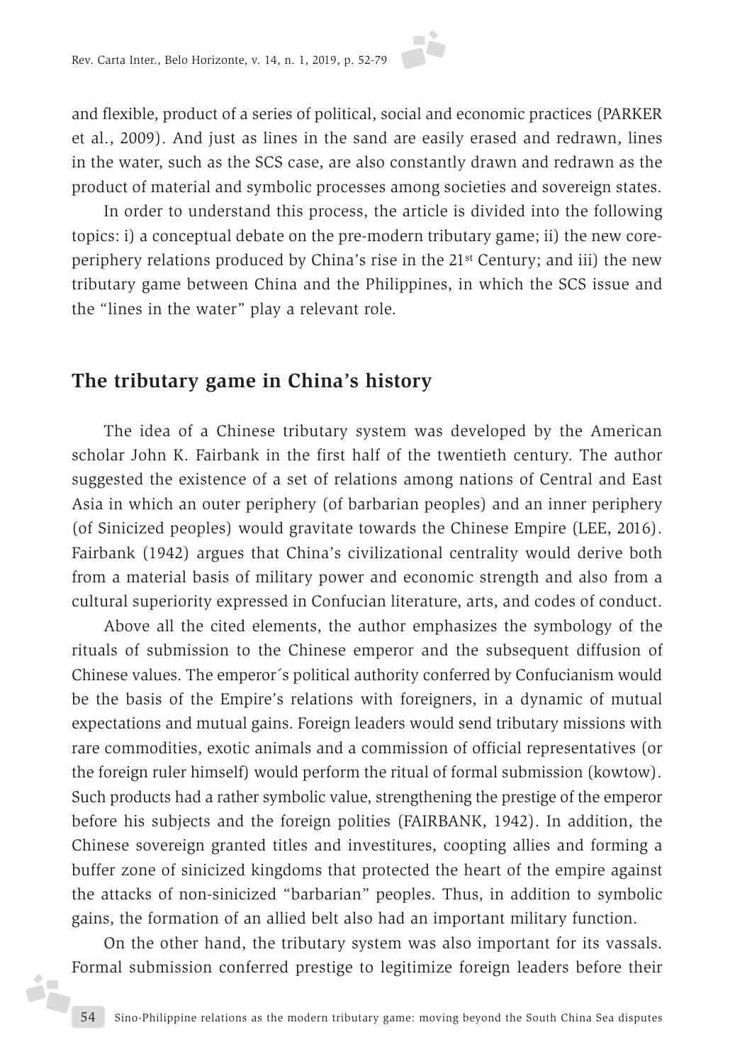and flexible, product of a series of political, social and economic practices (PARKER et al., 2009). And just as lines in the sand are easily erased and redrawn, lines in the water, such as the SCS case, are also constantly drawn and redrawn as the product of material and symbolic processes among societies and sovereign states.

In order to understand this process, the article is divided into the following topics: i) a conceptual debate on the pre-modern tributary game; ii) the new core-periphery relations produced by China's rise in the 21st Century; and iii) the new tributary game between China and the Philippines, in which the SCS issue and the "lines in the water" play a relevant role.

## The tributary game in China's history

The idea of a Chinese tributary system was developed by the American scholar John K. Fairbank in the first half of the twentieth century. The author suggested the existence of a set of relations among nations of Central and East Asia in which an outer periphery (of barbarian peoples) and an inner periphery (of Sinicized peoples) would gravitate towards the Chinese Empire (LEE, 2016). Fairbank (1942) argues that China's civilizational centrality would derive both from a material basis of military power and economic strength and also from a cultural superiority expressed in Confucian literature, arts, and codes of conduct.

Above all the cited elements, the author emphasizes the symbology of the rituals of submission to the Chinese emperor and the subsequent diffusion of Chinese values. The emperor´s political authority conferred by Confucianism would be the basis of the Empire's relations with foreigners, in a dynamic of mutual expectations and mutual gains. Foreign leaders would send tributary missions with rare commodities, exotic animals and a commission of official representatives (or the foreign ruler himself) would perform the ritual of formal submission (kowtow). Such products had a rather symbolic value, strengthening the prestige of the emperor before his subjects and the foreign polities (FAIRBANK, 1942). In addition, the Chinese sovereign granted titles and investitures, coopting allies and forming a buffer zone of sinicized kingdoms that protected the heart of the empire against the attacks of non-sinicized "barbarian" peoples. Thus, in addition to symbolic gains, the formation of an allied belt also had an important military function.

On the other hand, the tributary system was also important for its vassals. Formal submission conferred prestige to legitimize foreign leaders before their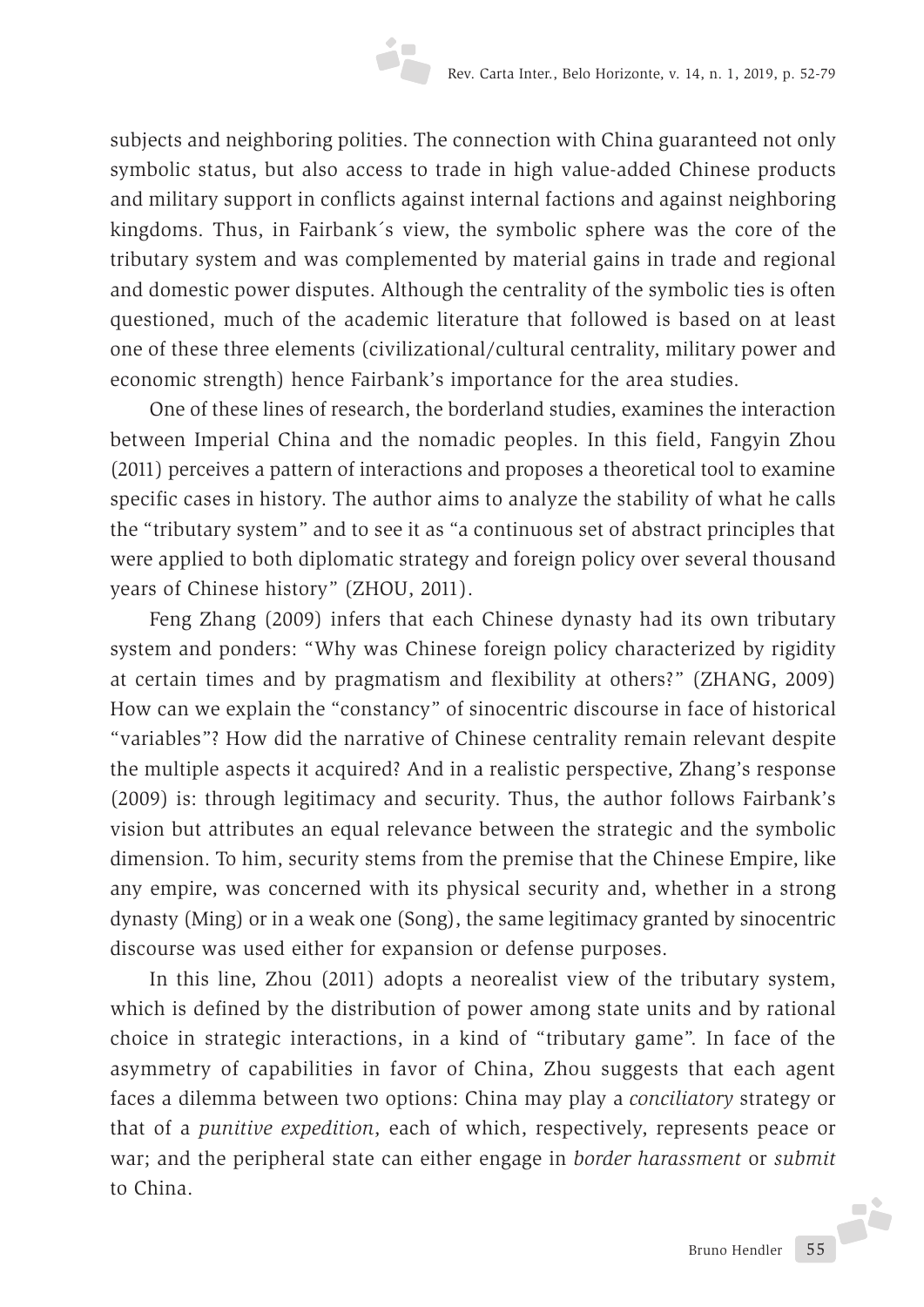subjects and neighboring polities. The connection with China guaranteed not only symbolic status, but also access to trade in high value-added Chinese products and military support in conflicts against internal factions and against neighboring kingdoms. Thus, in Fairbank´s view, the symbolic sphere was the core of the tributary system and was complemented by material gains in trade and regional and domestic power disputes. Although the centrality of the symbolic ties is often questioned, much of the academic literature that followed is based on at least one of these three elements (civilizational/cultural centrality, military power and economic strength) hence Fairbank's importance for the area studies.

One of these lines of research, the borderland studies, examines the interaction between Imperial China and the nomadic peoples. In this field, Fangyin Zhou (2011) perceives a pattern of interactions and proposes a theoretical tool to examine specific cases in history. The author aims to analyze the stability of what he calls the "tributary system" and to see it as "a continuous set of abstract principles that were applied to both diplomatic strategy and foreign policy over several thousand years of Chinese history" (ZHOU, 2011).

Feng Zhang (2009) infers that each Chinese dynasty had its own tributary system and ponders: "Why was Chinese foreign policy characterized by rigidity at certain times and by pragmatism and flexibility at others?" (ZHANG, 2009) How can we explain the "constancy" of sinocentric discourse in face of historical "variables"? How did the narrative of Chinese centrality remain relevant despite the multiple aspects it acquired? And in a realistic perspective, Zhang's response (2009) is: through legitimacy and security. Thus, the author follows Fairbank's vision but attributes an equal relevance between the strategic and the symbolic dimension. To him, security stems from the premise that the Chinese Empire, like any empire, was concerned with its physical security and, whether in a strong dynasty (Ming) or in a weak one (Song), the same legitimacy granted by sinocentric discourse was used either for expansion or defense purposes.

In this line, Zhou (2011) adopts a neorealist view of the tributary system, which is defined by the distribution of power among state units and by rational choice in strategic interactions, in a kind of "tributary game". In face of the asymmetry of capabilities in favor of China, Zhou suggests that each agent faces a dilemma between two options: China may play a *conciliatory* strategy or that of a *punitive expedition*, each of which, respectively, represents peace or war; and the peripheral state can either engage in *border harassment* or *submit* to China.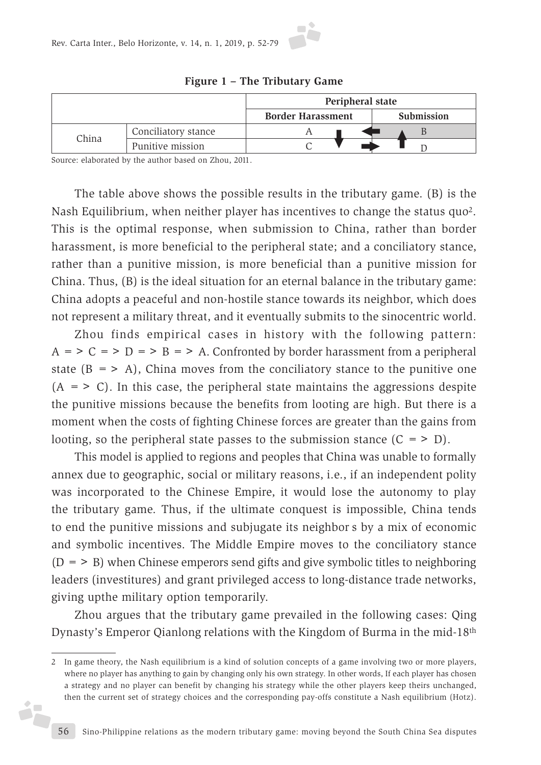**Figure 1 – The Tributary Game**

| | | Peripheral state | |
|---|---|---|---|
| | | Border Harassment | Submission |
| China | Conciliatory stance | A | B |
| | Punitive mission | C | D |

Source: elaborated by the author based on Zhou, 2011.

The table above shows the possible results in the tributary game. (B) is the Nash Equilibrium, when neither player has incentives to change the status quo[2]. This is the optimal response, when submission to China, rather than border harassment, is more beneficial to the peripheral state; and a conciliatory stance, rather than a punitive mission, is more beneficial than a punitive mission for China. Thus, (B) is the ideal situation for an eternal balance in the tributary game: China adopts a peaceful and non-hostile stance towards its neighbor, which does not represent a military threat, and it eventually submits to the sinocentric world.

Zhou finds empirical cases in history with the following pattern: A = > C = > D = > B = > A. Confronted by border harassment from a peripheral state (B = > A), China moves from the conciliatory stance to the punitive one (A = > C). In this case, the peripheral state maintains the aggressions despite the punitive missions because the benefits from looting are high. But there is a moment when the costs of fighting Chinese forces are greater than the gains from looting, so the peripheral state passes to the submission stance (C = > D).

This model is applied to regions and peoples that China was unable to formally annex due to geographic, social or military reasons, i.e., if an independent polity was incorporated to the Chinese Empire, it would lose the autonomy to play the tributary game. Thus, if the ultimate conquest is impossible, China tends to end the punitive missions and subjugate its neighbor s by a mix of economic and symbolic incentives. The Middle Empire moves to the conciliatory stance (D = > B) when Chinese emperors send gifts and give symbolic titles to neighboring leaders (investitures) and grant privileged access to long-distance trade networks, giving upthe military option temporarily.

Zhou argues that the tributary game prevailed in the following cases: Qing Dynasty's Emperor Qianlong relations with the Kingdom of Burma in the mid-18th

2 In game theory, the Nash equilibrium is a kind of solution concepts of a game involving two or more players, where no player has anything to gain by changing only his own strategy. In other words, If each player has chosen a strategy and no player can benefit by changing his strategy while the other players keep theirs unchanged, then the current set of strategy choices and the corresponding pay-offs constitute a Nash equilibrium (Hotz).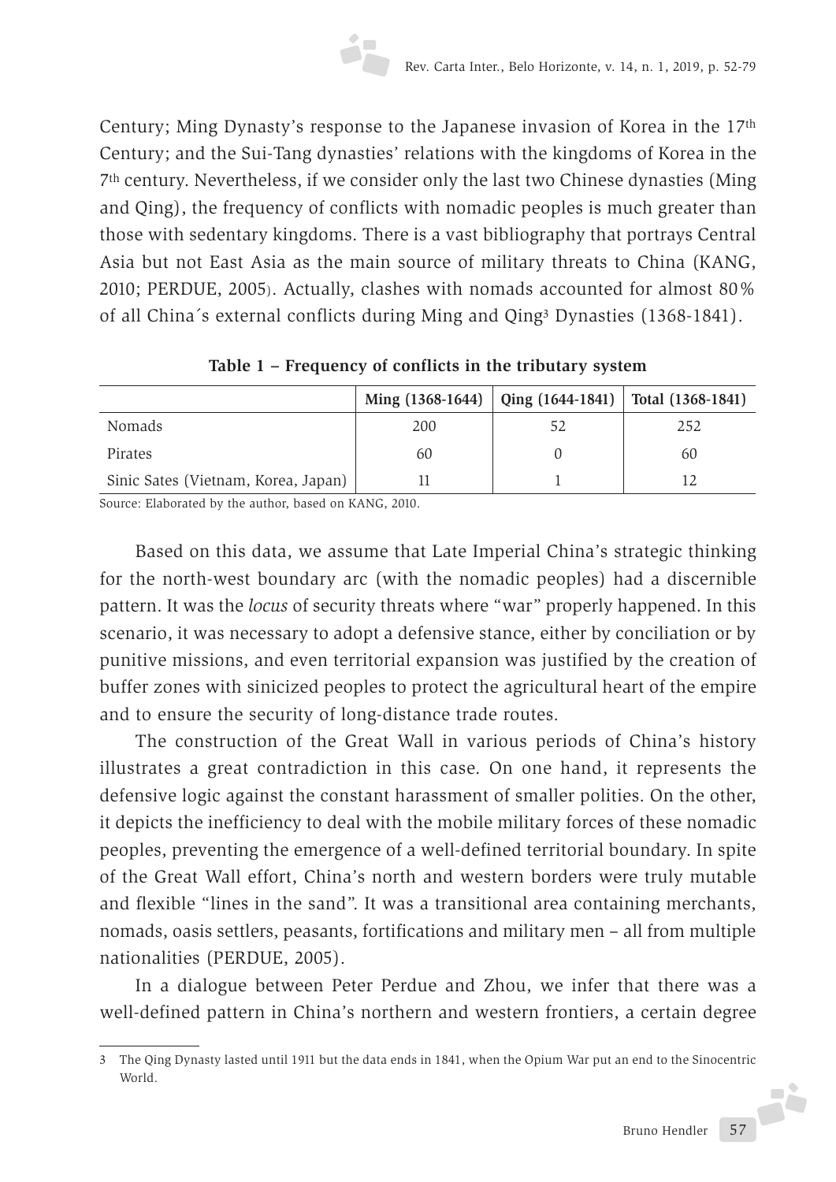Century; Ming Dynasty's response to the Japanese invasion of Korea in the 17th Century; and the Sui-Tang dynasties' relations with the kingdoms of Korea in the 7th century. Nevertheless, if we consider only the last two Chinese dynasties (Ming and Qing), the frequency of conflicts with nomadic peoples is much greater than those with sedentary kingdoms. There is a vast bibliography that portrays Central Asia but not East Asia as the main source of military threats to China (KANG, 2010; PERDUE, 2005). Actually, clashes with nomads accounted for almost 80% of all China´s external conflicts during Ming and Qing[3] Dynasties (1368-1841).

**Table 1 – Frequency of conflicts in the tributary system**

| | Ming (1368-1644) | Qing (1644-1841) | Total (1368-1841) |
|---|---|---|---|
| Nomads | 200 | 52 | 252 |
| Pirates | 60 | 0 | 60 |
| Sinic Sates (Vietnam, Korea, Japan) | 11 | 1 | 12 |

Source: Elaborated by the author, based on KANG, 2010.

Based on this data, we assume that Late Imperial China's strategic thinking for the north-west boundary arc (with the nomadic peoples) had a discernible pattern. It was the *locus* of security threats where "war" properly happened. In this scenario, it was necessary to adopt a defensive stance, either by conciliation or by punitive missions, and even territorial expansion was justified by the creation of buffer zones with sinicized peoples to protect the agricultural heart of the empire and to ensure the security of long-distance trade routes.

The construction of the Great Wall in various periods of China's history illustrates a great contradiction in this case. On one hand, it represents the defensive logic against the constant harassment of smaller polities. On the other, it depicts the inefficiency to deal with the mobile military forces of these nomadic peoples, preventing the emergence of a well-defined territorial boundary. In spite of the Great Wall effort, China's north and western borders were truly mutable and flexible "lines in the sand". It was a transitional area containing merchants, nomads, oasis settlers, peasants, fortifications and military men – all from multiple nationalities (PERDUE, 2005).

In a dialogue between Peter Perdue and Zhou, we infer that there was a well-defined pattern in China's northern and western frontiers, a certain degree

---

3 The Qing Dynasty lasted until 1911 but the data ends in 1841, when the Opium War put an end to the Sinocentric World.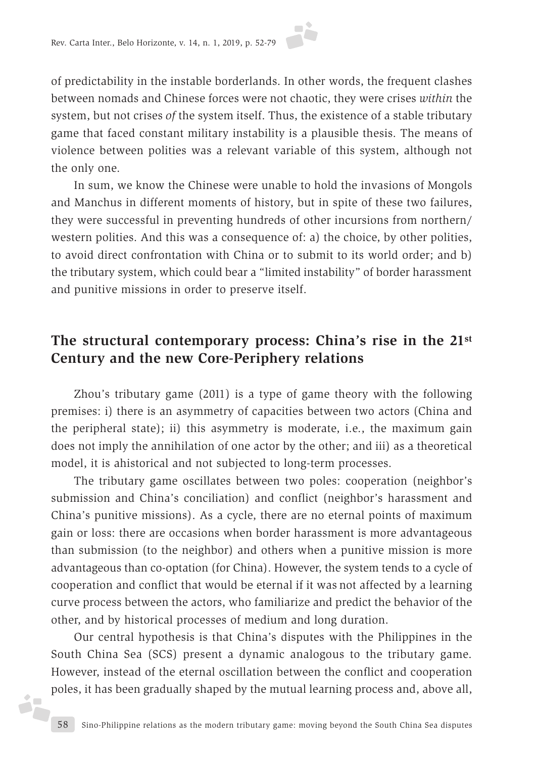of predictability in the instable borderlands. In other words, the frequent clashes between nomads and Chinese forces were not chaotic, they were crises *within* the system, but not crises *of* the system itself. Thus, the existence of a stable tributary game that faced constant military instability is a plausible thesis. The means of violence between polities was a relevant variable of this system, although not the only one.

In sum, we know the Chinese were unable to hold the invasions of Mongols and Manchus in different moments of history, but in spite of these two failures, they were successful in preventing hundreds of other incursions from northern/western polities. And this was a consequence of: a) the choice, by other polities, to avoid direct confrontation with China or to submit to its world order; and b) the tributary system, which could bear a "limited instability" of border harassment and punitive missions in order to preserve itself.

## The structural contemporary process: China's rise in the 21st Century and the new Core-Periphery relations

Zhou's tributary game (2011) is a type of game theory with the following premises: i) there is an asymmetry of capacities between two actors (China and the peripheral state); ii) this asymmetry is moderate, i.e., the maximum gain does not imply the annihilation of one actor by the other; and iii) as a theoretical model, it is ahistorical and not subjected to long-term processes.

The tributary game oscillates between two poles: cooperation (neighbor's submission and China's conciliation) and conflict (neighbor's harassment and China's punitive missions). As a cycle, there are no eternal points of maximum gain or loss: there are occasions when border harassment is more advantageous than submission (to the neighbor) and others when a punitive mission is more advantageous than co-optation (for China). However, the system tends to a cycle of cooperation and conflict that would be eternal if it was not affected by a learning curve process between the actors, who familiarize and predict the behavior of the other, and by historical processes of medium and long duration.

Our central hypothesis is that China's disputes with the Philippines in the South China Sea (SCS) present a dynamic analogous to the tributary game. However, instead of the eternal oscillation between the conflict and cooperation poles, it has been gradually shaped by the mutual learning process and, above all,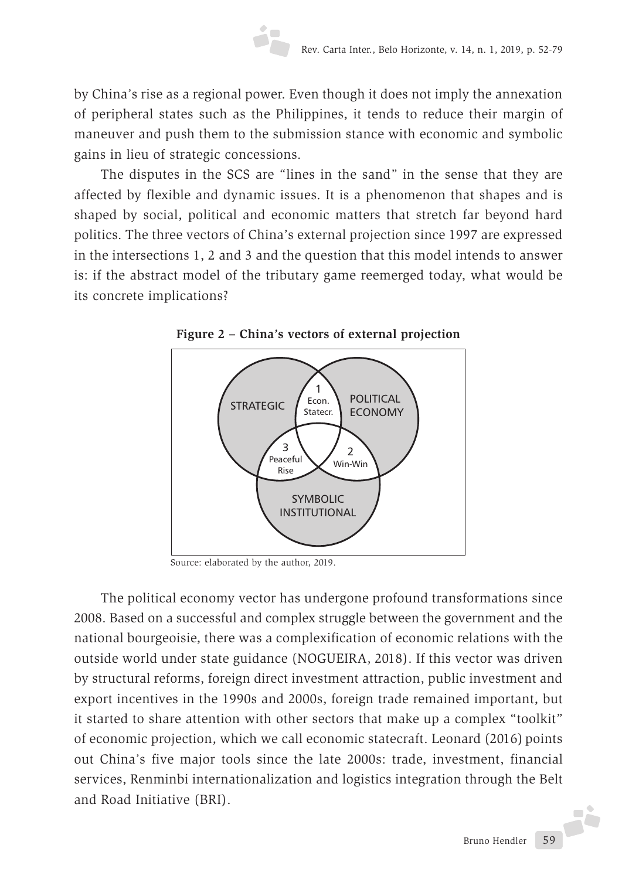by China's rise as a regional power. Even though it does not imply the annexation of peripheral states such as the Philippines, it tends to reduce their margin of maneuver and push them to the submission stance with economic and symbolic gains in lieu of strategic concessions.

The disputes in the SCS are "lines in the sand" in the sense that they are affected by flexible and dynamic issues. It is a phenomenon that shapes and is shaped by social, political and economic matters that stretch far beyond hard politics. The three vectors of China's external projection since 1997 are expressed in the intersections 1, 2 and 3 and the question that this model intends to answer is: if the abstract model of the tributary game reemerged today, what would be its concrete implications?

**Figure 2 – China's vectors of external projection**

STRATEGIC | POLITICAL ECONOMY | SYMBOLIC INSTITUTIONAL

1 Econ. Statecr. | 2 Win-Win | 3 Peaceful Rise

Source: elaborated by the author, 2019.

The political economy vector has undergone profound transformations since 2008. Based on a successful and complex struggle between the government and the national bourgeoisie, there was a complexification of economic relations with the outside world under state guidance (NOGUEIRA, 2018). If this vector was driven by structural reforms, foreign direct investment attraction, public investment and export incentives in the 1990s and 2000s, foreign trade remained important, but it started to share attention with other sectors that make up a complex "toolkit" of economic projection, which we call economic statecraft. Leonard (2016) points out China's five major tools since the late 2000s: trade, investment, financial services, Renminbi internationalization and logistics integration through the Belt and Road Initiative (BRI).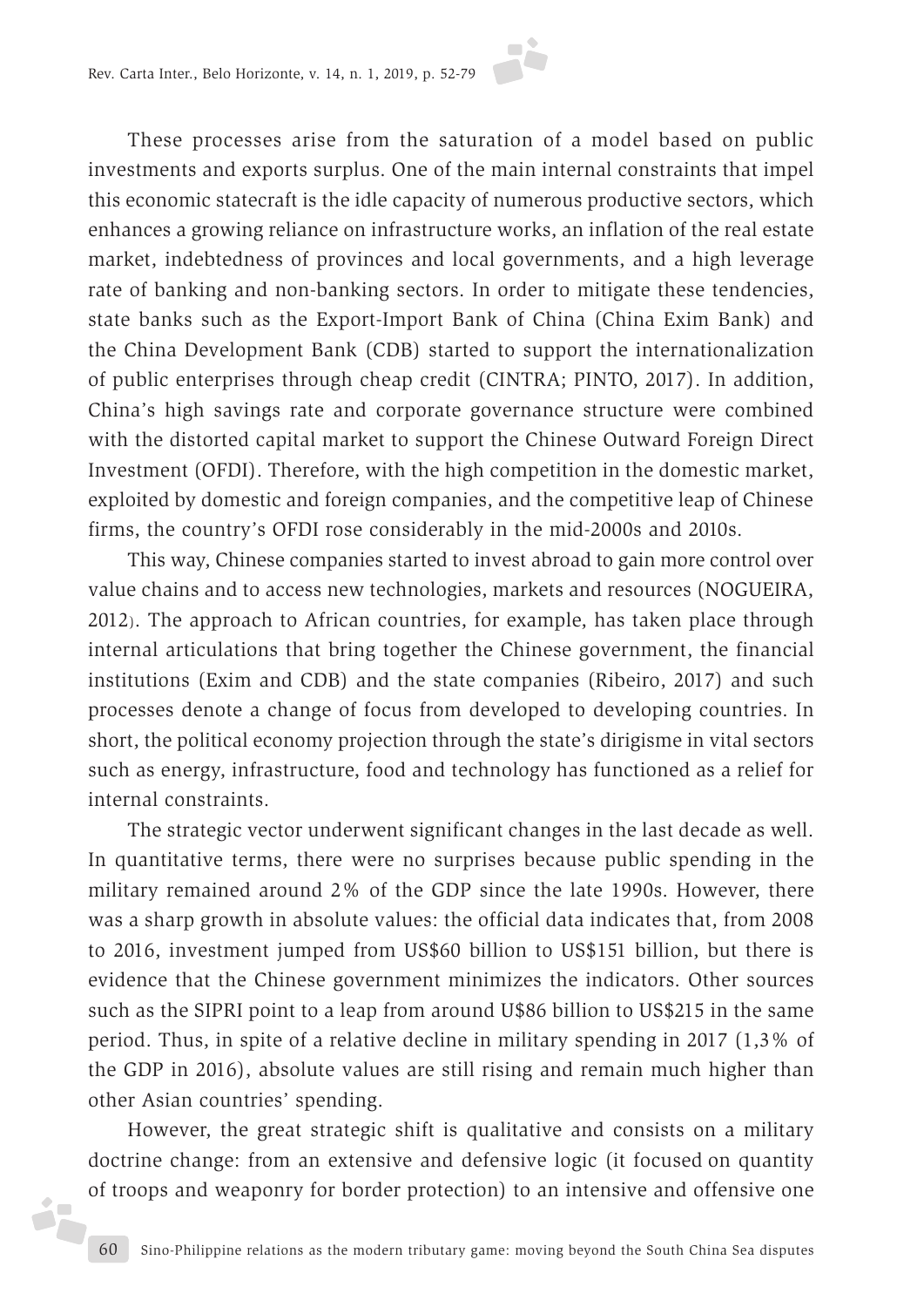These processes arise from the saturation of a model based on public investments and exports surplus. One of the main internal constraints that impel this economic statecraft is the idle capacity of numerous productive sectors, which enhances a growing reliance on infrastructure works, an inflation of the real estate market, indebtedness of provinces and local governments, and a high leverage rate of banking and non-banking sectors. In order to mitigate these tendencies, state banks such as the Export-Import Bank of China (China Exim Bank) and the China Development Bank (CDB) started to support the internationalization of public enterprises through cheap credit (CINTRA; PINTO, 2017). In addition, China's high savings rate and corporate governance structure were combined with the distorted capital market to support the Chinese Outward Foreign Direct Investment (OFDI). Therefore, with the high competition in the domestic market, exploited by domestic and foreign companies, and the competitive leap of Chinese firms, the country's OFDI rose considerably in the mid-2000s and 2010s.

This way, Chinese companies started to invest abroad to gain more control over value chains and to access new technologies, markets and resources (NOGUEIRA, 2012). The approach to African countries, for example, has taken place through internal articulations that bring together the Chinese government, the financial institutions (Exim and CDB) and the state companies (Ribeiro, 2017) and such processes denote a change of focus from developed to developing countries. In short, the political economy projection through the state's dirigisme in vital sectors such as energy, infrastructure, food and technology has functioned as a relief for internal constraints.

The strategic vector underwent significant changes in the last decade as well. In quantitative terms, there were no surprises because public spending in the military remained around 2% of the GDP since the late 1990s. However, there was a sharp growth in absolute values: the official data indicates that, from 2008 to 2016, investment jumped from US$60 billion to US$151 billion, but there is evidence that the Chinese government minimizes the indicators. Other sources such as the SIPRI point to a leap from around U$86 billion to US$215 in the same period. Thus, in spite of a relative decline in military spending in 2017 (1,3% of the GDP in 2016), absolute values are still rising and remain much higher than other Asian countries' spending.

However, the great strategic shift is qualitative and consists on a military doctrine change: from an extensive and defensive logic (it focused on quantity of troops and weaponry for border protection) to an intensive and offensive one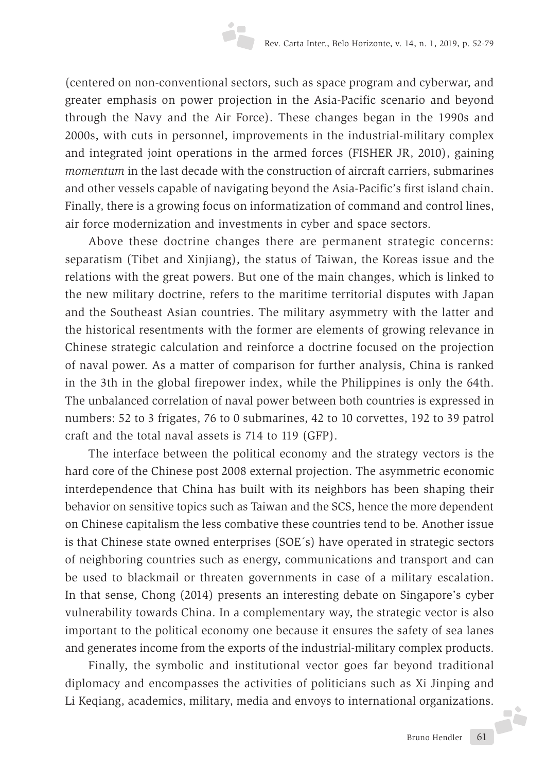(centered on non-conventional sectors, such as space program and cyberwar, and greater emphasis on power projection in the Asia-Pacific scenario and beyond through the Navy and the Air Force). These changes began in the 1990s and 2000s, with cuts in personnel, improvements in the industrial-military complex and integrated joint operations in the armed forces (FISHER JR, 2010), gaining *momentum* in the last decade with the construction of aircraft carriers, submarines and other vessels capable of navigating beyond the Asia-Pacific's first island chain. Finally, there is a growing focus on informatization of command and control lines, air force modernization and investments in cyber and space sectors.

Above these doctrine changes there are permanent strategic concerns: separatism (Tibet and Xinjiang), the status of Taiwan, the Koreas issue and the relations with the great powers. But one of the main changes, which is linked to the new military doctrine, refers to the maritime territorial disputes with Japan and the Southeast Asian countries. The military asymmetry with the latter and the historical resentments with the former are elements of growing relevance in Chinese strategic calculation and reinforce a doctrine focused on the projection of naval power. As a matter of comparison for further analysis, China is ranked in the 3th in the global firepower index, while the Philippines is only the 64th. The unbalanced correlation of naval power between both countries is expressed in numbers: 52 to 3 frigates, 76 to 0 submarines, 42 to 10 corvettes, 192 to 39 patrol craft and the total naval assets is 714 to 119 (GFP).

The interface between the political economy and the strategy vectors is the hard core of the Chinese post 2008 external projection. The asymmetric economic interdependence that China has built with its neighbors has been shaping their behavior on sensitive topics such as Taiwan and the SCS, hence the more dependent on Chinese capitalism the less combative these countries tend to be. Another issue is that Chinese state owned enterprises (SOE´s) have operated in strategic sectors of neighboring countries such as energy, communications and transport and can be used to blackmail or threaten governments in case of a military escalation. In that sense, Chong (2014) presents an interesting debate on Singapore's cyber vulnerability towards China. In a complementary way, the strategic vector is also important to the political economy one because it ensures the safety of sea lanes and generates income from the exports of the industrial-military complex products.

Finally, the symbolic and institutional vector goes far beyond traditional diplomacy and encompasses the activities of politicians such as Xi Jinping and Li Keqiang, academics, military, media and envoys to international organizations.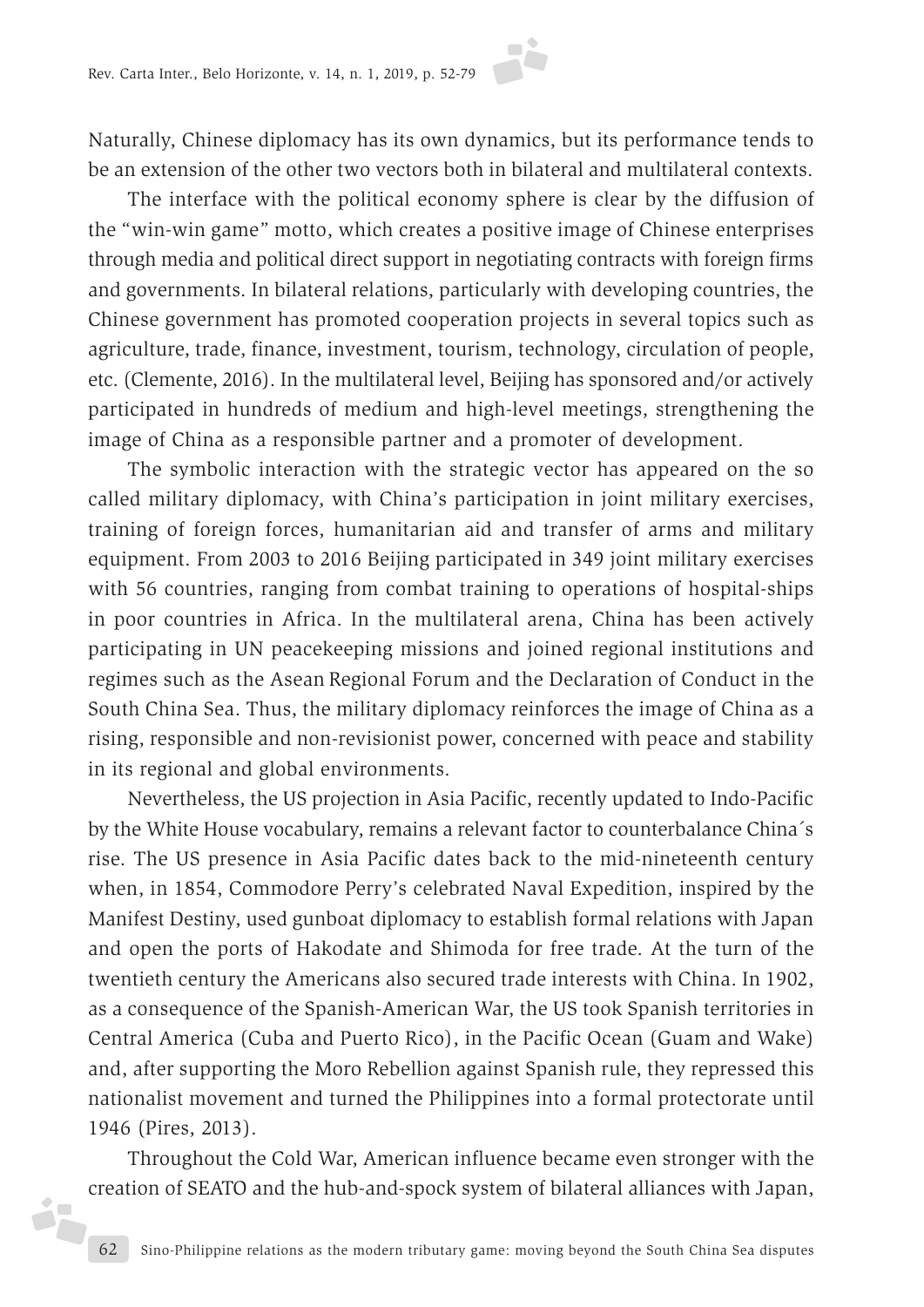Naturally, Chinese diplomacy has its own dynamics, but its performance tends to be an extension of the other two vectors both in bilateral and multilateral contexts.

The interface with the political economy sphere is clear by the diffusion of the "win-win game" motto, which creates a positive image of Chinese enterprises through media and political direct support in negotiating contracts with foreign firms and governments. In bilateral relations, particularly with developing countries, the Chinese government has promoted cooperation projects in several topics such as agriculture, trade, finance, investment, tourism, technology, circulation of people, etc. (Clemente, 2016). In the multilateral level, Beijing has sponsored and/or actively participated in hundreds of medium and high-level meetings, strengthening the image of China as a responsible partner and a promoter of development.

The symbolic interaction with the strategic vector has appeared on the so called military diplomacy, with China's participation in joint military exercises, training of foreign forces, humanitarian aid and transfer of arms and military equipment. From 2003 to 2016 Beijing participated in 349 joint military exercises with 56 countries, ranging from combat training to operations of hospital-ships in poor countries in Africa. In the multilateral arena, China has been actively participating in UN peacekeeping missions and joined regional institutions and regimes such as the Asean Regional Forum and the Declaration of Conduct in the South China Sea. Thus, the military diplomacy reinforces the image of China as a rising, responsible and non-revisionist power, concerned with peace and stability in its regional and global environments.

Nevertheless, the US projection in Asia Pacific, recently updated to Indo-Pacific by the White House vocabulary, remains a relevant factor to counterbalance China´s rise. The US presence in Asia Pacific dates back to the mid-nineteenth century when, in 1854, Commodore Perry's celebrated Naval Expedition, inspired by the Manifest Destiny, used gunboat diplomacy to establish formal relations with Japan and open the ports of Hakodate and Shimoda for free trade. At the turn of the twentieth century the Americans also secured trade interests with China. In 1902, as a consequence of the Spanish-American War, the US took Spanish territories in Central America (Cuba and Puerto Rico), in the Pacific Ocean (Guam and Wake) and, after supporting the Moro Rebellion against Spanish rule, they repressed this nationalist movement and turned the Philippines into a formal protectorate until 1946 (Pires, 2013).

Throughout the Cold War, American influence became even stronger with the creation of SEATO and the hub-and-spock system of bilateral alliances with Japan,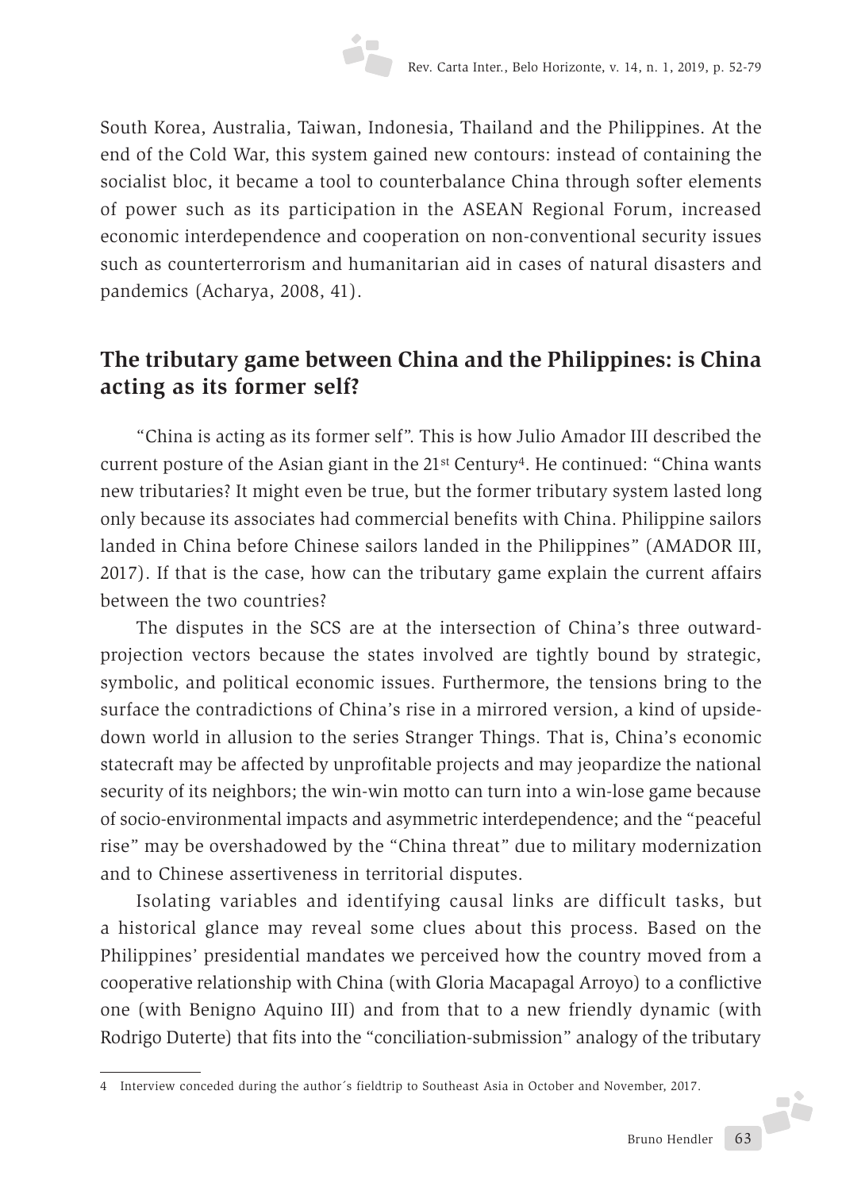South Korea, Australia, Taiwan, Indonesia, Thailand and the Philippines. At the end of the Cold War, this system gained new contours: instead of containing the socialist bloc, it became a tool to counterbalance China through softer elements of power such as its participation in the ASEAN Regional Forum, increased economic interdependence and cooperation on non-conventional security issues such as counterterrorism and humanitarian aid in cases of natural disasters and pandemics (Acharya, 2008, 41).

## The tributary game between China and the Philippines: is China acting as its former self?

"China is acting as its former self". This is how Julio Amador III described the current posture of the Asian giant in the 21st Century[4]. He continued: "China wants new tributaries? It might even be true, but the former tributary system lasted long only because its associates had commercial benefits with China. Philippine sailors landed in China before Chinese sailors landed in the Philippines" (AMADOR III, 2017). If that is the case, how can the tributary game explain the current affairs between the two countries?

The disputes in the SCS are at the intersection of China's three outward-projection vectors because the states involved are tightly bound by strategic, symbolic, and political economic issues. Furthermore, the tensions bring to the surface the contradictions of China's rise in a mirrored version, a kind of upside-down world in allusion to the series Stranger Things. That is, China's economic statecraft may be affected by unprofitable projects and may jeopardize the national security of its neighbors; the win-win motto can turn into a win-lose game because of socio-environmental impacts and asymmetric interdependence; and the "peaceful rise" may be overshadowed by the "China threat" due to military modernization and to Chinese assertiveness in territorial disputes.

Isolating variables and identifying causal links are difficult tasks, but a historical glance may reveal some clues about this process. Based on the Philippines' presidential mandates we perceived how the country moved from a cooperative relationship with China (with Gloria Macapagal Arroyo) to a conflictive one (with Benigno Aquino III) and from that to a new friendly dynamic (with Rodrigo Duterte) that fits into the "conciliation-submission" analogy of the tributary

4 Interview conceded during the author´s fieldtrip to Southeast Asia in October and November, 2017.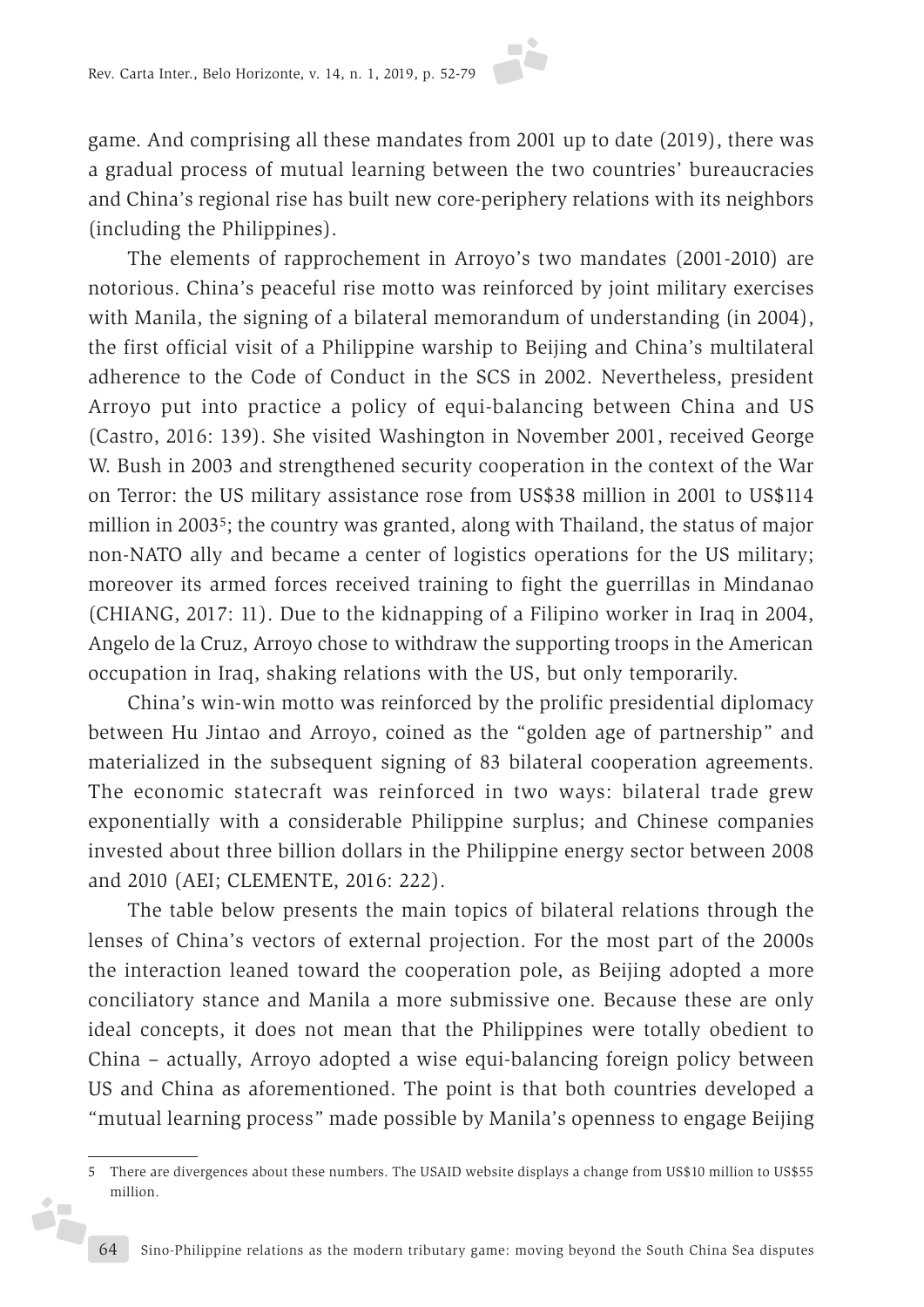game. And comprising all these mandates from 2001 up to date (2019), there was a gradual process of mutual learning between the two countries' bureaucracies and China's regional rise has built new core-periphery relations with its neighbors (including the Philippines).

The elements of rapprochement in Arroyo's two mandates (2001-2010) are notorious. China's peaceful rise motto was reinforced by joint military exercises with Manila, the signing of a bilateral memorandum of understanding (in 2004), the first official visit of a Philippine warship to Beijing and China's multilateral adherence to the Code of Conduct in the SCS in 2002. Nevertheless, president Arroyo put into practice a policy of equi-balancing between China and US (Castro, 2016: 139). She visited Washington in November 2001, received George W. Bush in 2003 and strengthened security cooperation in the context of the War on Terror: the US military assistance rose from US$38 million in 2001 to US$114 million in 2003[5]; the country was granted, along with Thailand, the status of major non-NATO ally and became a center of logistics operations for the US military; moreover its armed forces received training to fight the guerrillas in Mindanao (CHIANG, 2017: 11). Due to the kidnapping of a Filipino worker in Iraq in 2004, Angelo de la Cruz, Arroyo chose to withdraw the supporting troops in the American occupation in Iraq, shaking relations with the US, but only temporarily.

China's win-win motto was reinforced by the prolific presidential diplomacy between Hu Jintao and Arroyo, coined as the "golden age of partnership" and materialized in the subsequent signing of 83 bilateral cooperation agreements. The economic statecraft was reinforced in two ways: bilateral trade grew exponentially with a considerable Philippine surplus; and Chinese companies invested about three billion dollars in the Philippine energy sector between 2008 and 2010 (AEI; CLEMENTE, 2016: 222).

The table below presents the main topics of bilateral relations through the lenses of China's vectors of external projection. For the most part of the 2000s the interaction leaned toward the cooperation pole, as Beijing adopted a more conciliatory stance and Manila a more submissive one. Because these are only ideal concepts, it does not mean that the Philippines were totally obedient to China – actually, Arroyo adopted a wise equi-balancing foreign policy between US and China as aforementioned. The point is that both countries developed a "mutual learning process" made possible by Manila's openness to engage Beijing

---

5 There are divergences about these numbers. The USAID website displays a change from US$10 million to US$55 million.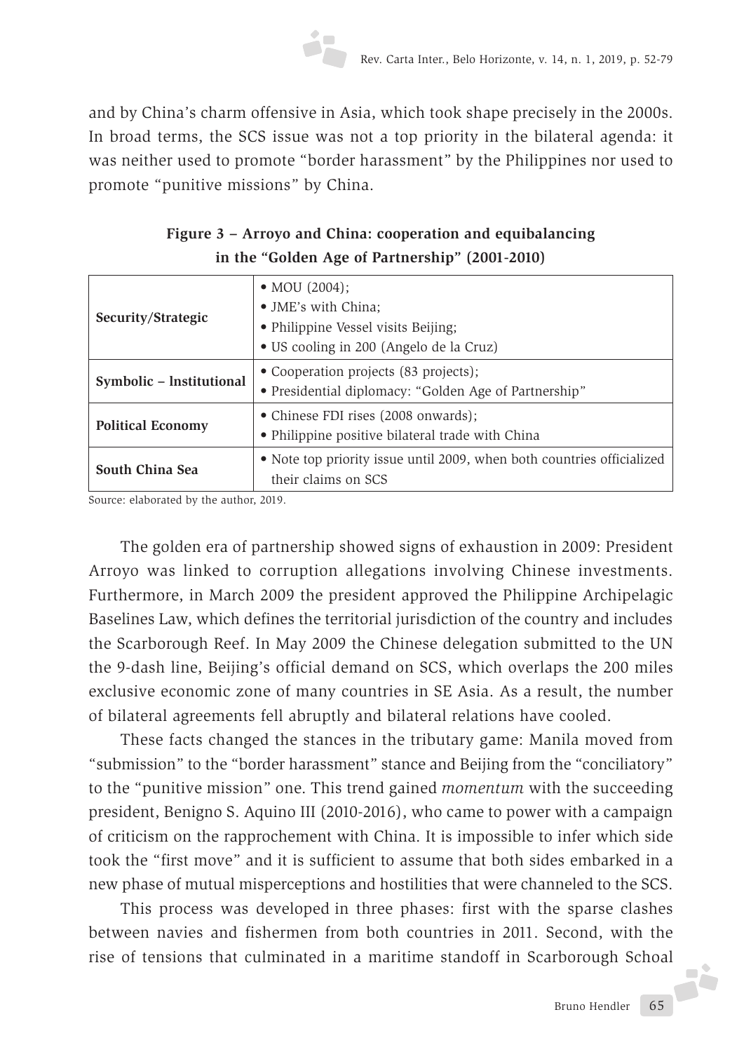and by China's charm offensive in Asia, which took shape precisely in the 2000s. In broad terms, the SCS issue was not a top priority in the bilateral agenda: it was neither used to promote "border harassment" by the Philippines nor used to promote "punitive missions" by China.

**Figure 3 – Arroyo and China: cooperation and equibalancing in the "Golden Age of Partnership" (2001-2010)**

| | |
|---|---|
| **Security/Strategic** | • MOU (2004);<br>• JME's with China;<br>• Philippine Vessel visits Beijing;<br>• US cooling in 200 (Angelo de la Cruz) |
| **Symbolic – Institutional** | • Cooperation projects (83 projects);<br>• Presidential diplomacy: "Golden Age of Partnership" |
| **Political Economy** | • Chinese FDI rises (2008 onwards);<br>• Philippine positive bilateral trade with China |
| **South China Sea** | • Note top priority issue until 2009, when both countries officialized their claims on SCS |

Source: elaborated by the author, 2019.

The golden era of partnership showed signs of exhaustion in 2009: President Arroyo was linked to corruption allegations involving Chinese investments. Furthermore, in March 2009 the president approved the Philippine Archipelagic Baselines Law, which defines the territorial jurisdiction of the country and includes the Scarborough Reef. In May 2009 the Chinese delegation submitted to the UN the 9-dash line, Beijing's official demand on SCS, which overlaps the 200 miles exclusive economic zone of many countries in SE Asia. As a result, the number of bilateral agreements fell abruptly and bilateral relations have cooled.

These facts changed the stances in the tributary game: Manila moved from "submission" to the "border harassment" stance and Beijing from the "conciliatory" to the "punitive mission" one. This trend gained *momentum* with the succeeding president, Benigno S. Aquino III (2010-2016), who came to power with a campaign of criticism on the rapprochement with China. It is impossible to infer which side took the "first move" and it is sufficient to assume that both sides embarked in a new phase of mutual misperceptions and hostilities that were channeled to the SCS.

This process was developed in three phases: first with the sparse clashes between navies and fishermen from both countries in 2011. Second, with the rise of tensions that culminated in a maritime standoff in Scarborough Schoal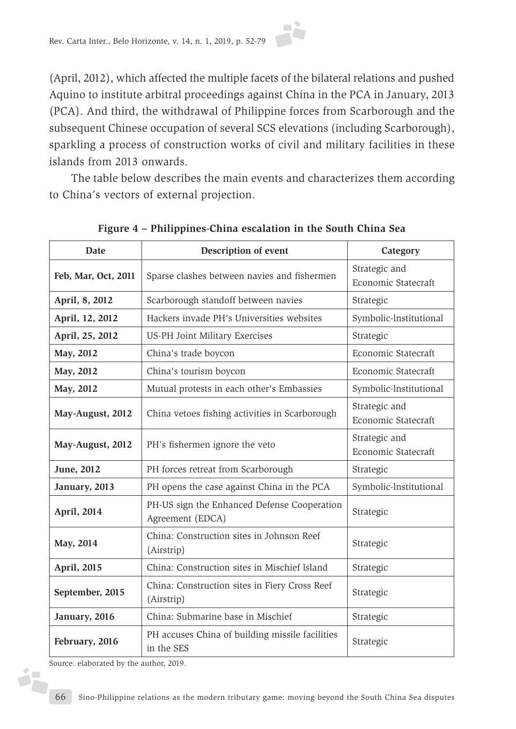(April, 2012), which affected the multiple facets of the bilateral relations and pushed Aquino to institute arbitral proceedings against China in the PCA in January, 2013 (PCA). And third, the withdrawal of Philippine forces from Scarborough and the subsequent Chinese occupation of several SCS elevations (including Scarborough), sparkling a process of construction works of civil and military facilities in these islands from 2013 onwards.

The table below describes the main events and characterizes them according to China's vectors of external projection.

**Figure 4 – Philippines-China escalation in the South China Sea**

| Date | Description of event | Category |
| --- | --- | --- |
| **Feb, Mar, Oct, 2011** | Sparse clashes between navies and fishermen | Strategic and Economic Statecraft |
| **April, 8, 2012** | Scarborough standoff between navies | Strategic |
| **April, 12, 2012** | Hackers invade PH's Universities websites | Symbolic-Institutional |
| **April, 25, 2012** | US-PH Joint Military Exercises | Strategic |
| **May, 2012** | China's trade boycon | Economic Statecraft |
| **May, 2012** | China's tourism boycon | Economic Statecraft |
| **May, 2012** | Mutual protests in each other's Embassies | Symbolic-Institutional |
| **May-August, 2012** | China vetoes fishing activities in Scarborough | Strategic and Economic Statecraft |
| **May-August, 2012** | PH's fishermen ignore the veto | Strategic and Economic Statecraft |
| **June, 2012** | PH forces retreat from Scarborough | Strategic |
| **January, 2013** | PH opens the case against China in the PCA | Symbolic-Institutional |
| **April, 2014** | PH-US sign the Enhanced Defense Cooperation Agreement (EDCA) | Strategic |
| **May, 2014** | China: Construction sites in Johnson Reef (Airstrip) | Strategic |
| **April, 2015** | China: Construction sites in Mischief Island | Strategic |
| **September, 2015** | China: Construction sites in Fiery Cross Reef (Airstrip) | Strategic |
| **January, 2016** | China: Submarine base in Mischief | Strategic |
| **February, 2016** | PH accuses China of building missile facilities in the SES | Strategic |

Source: elaborated by the author, 2019.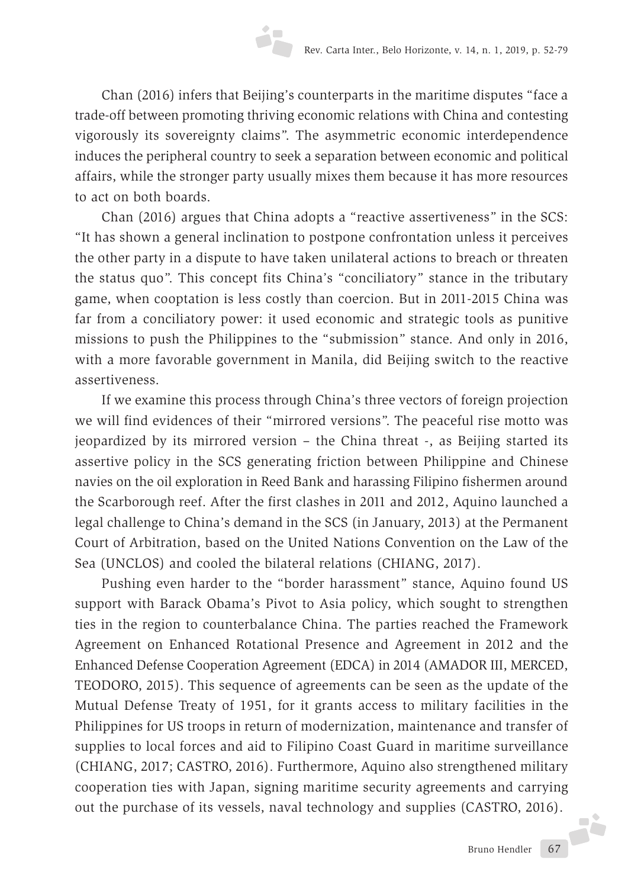Chan (2016) infers that Beijing's counterparts in the maritime disputes "face a trade-off between promoting thriving economic relations with China and contesting vigorously its sovereignty claims". The asymmetric economic interdependence induces the peripheral country to seek a separation between economic and political affairs, while the stronger party usually mixes them because it has more resources to act on both boards.

Chan (2016) argues that China adopts a "reactive assertiveness" in the SCS: "It has shown a general inclination to postpone confrontation unless it perceives the other party in a dispute to have taken unilateral actions to breach or threaten the status quo". This concept fits China's "conciliatory" stance in the tributary game, when cooptation is less costly than coercion. But in 2011-2015 China was far from a conciliatory power: it used economic and strategic tools as punitive missions to push the Philippines to the "submission" stance. And only in 2016, with a more favorable government in Manila, did Beijing switch to the reactive assertiveness.

If we examine this process through China's three vectors of foreign projection we will find evidences of their "mirrored versions". The peaceful rise motto was jeopardized by its mirrored version – the China threat -, as Beijing started its assertive policy in the SCS generating friction between Philippine and Chinese navies on the oil exploration in Reed Bank and harassing Filipino fishermen around the Scarborough reef. After the first clashes in 2011 and 2012, Aquino launched a legal challenge to China's demand in the SCS (in January, 2013) at the Permanent Court of Arbitration, based on the United Nations Convention on the Law of the Sea (UNCLOS) and cooled the bilateral relations (CHIANG, 2017).

Pushing even harder to the "border harassment" stance, Aquino found US support with Barack Obama's Pivot to Asia policy, which sought to strengthen ties in the region to counterbalance China. The parties reached the Framework Agreement on Enhanced Rotational Presence and Agreement in 2012 and the Enhanced Defense Cooperation Agreement (EDCA) in 2014 (AMADOR III, MERCED, TEODORO, 2015). This sequence of agreements can be seen as the update of the Mutual Defense Treaty of 1951, for it grants access to military facilities in the Philippines for US troops in return of modernization, maintenance and transfer of supplies to local forces and aid to Filipino Coast Guard in maritime surveillance (CHIANG, 2017; CASTRO, 2016). Furthermore, Aquino also strengthened military cooperation ties with Japan, signing maritime security agreements and carrying out the purchase of its vessels, naval technology and supplies (CASTRO, 2016).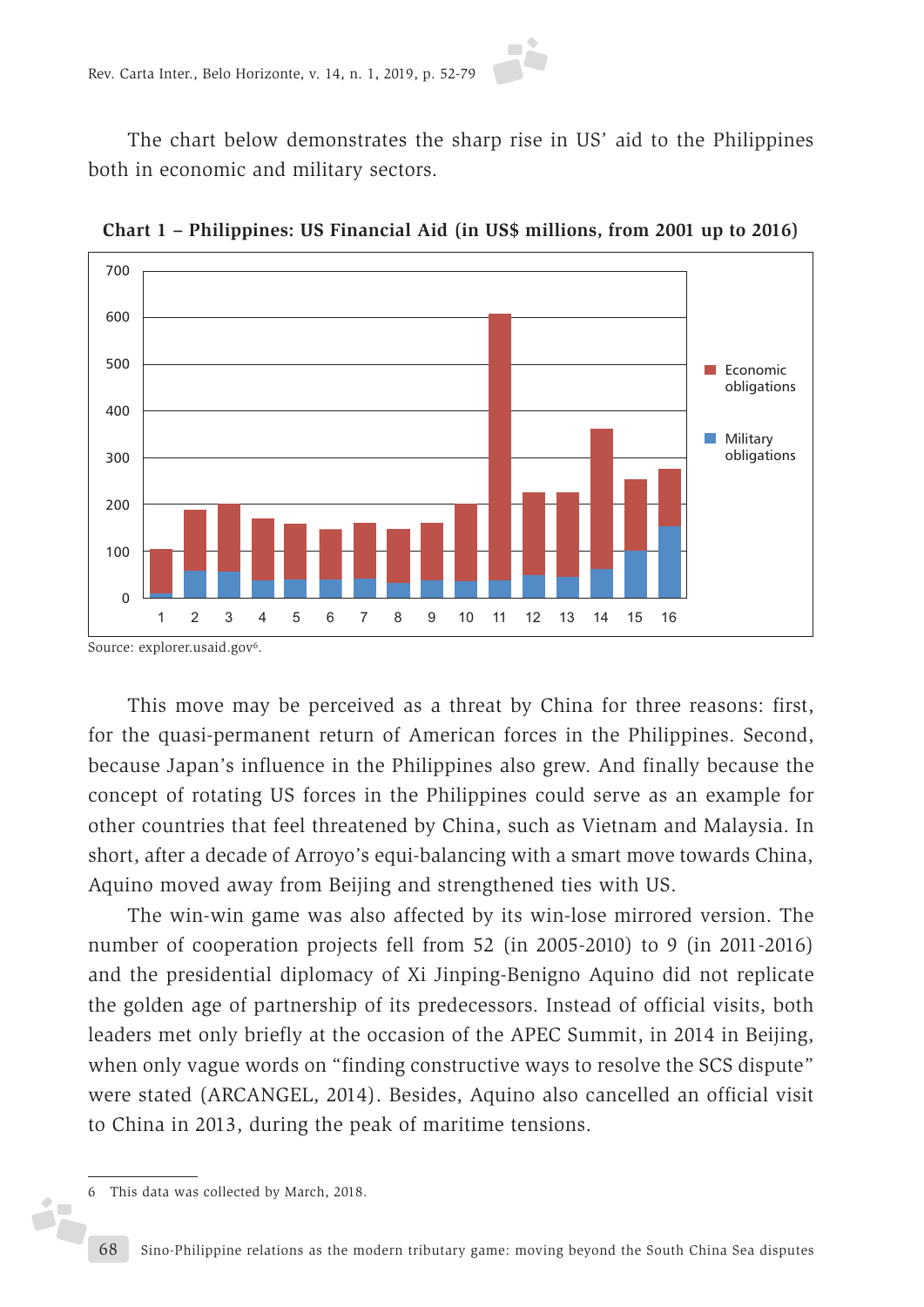The chart below demonstrates the sharp rise in US' aid to the Philippines both in economic and military sectors.

**Chart 1 – Philippines: US Financial Aid (in US$ millions, from 2001 up to 2016)**

Source: explorer.usaid.gov[6].

This move may be perceived as a threat by China for three reasons: first, for the quasi-permanent return of American forces in the Philippines. Second, because Japan's influence in the Philippines also grew. And finally because the concept of rotating US forces in the Philippines could serve as an example for other countries that feel threatened by China, such as Vietnam and Malaysia. In short, after a decade of Arroyo's equi-balancing with a smart move towards China, Aquino moved away from Beijing and strengthened ties with US.

The win-win game was also affected by its win-lose mirrored version. The number of cooperation projects fell from 52 (in 2005-2010) to 9 (in 2011-2016) and the presidential diplomacy of Xi Jinping-Benigno Aquino did not replicate the golden age of partnership of its predecessors. Instead of official visits, both leaders met only briefly at the occasion of the APEC Summit, in 2014 in Beijing, when only vague words on "finding constructive ways to resolve the SCS dispute" were stated (ARCANGEL, 2014). Besides, Aquino also cancelled an official visit to China in 2013, during the peak of maritime tensions.

---

6 This data was collected by March, 2018.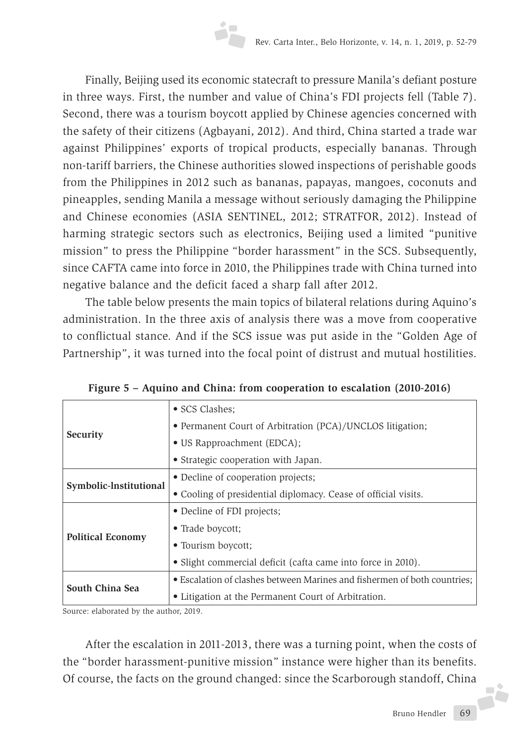Finally, Beijing used its economic statecraft to pressure Manila's defiant posture in three ways. First, the number and value of China's FDI projects fell (Table 7). Second, there was a tourism boycott applied by Chinese agencies concerned with the safety of their citizens (Agbayani, 2012). And third, China started a trade war against Philippines' exports of tropical products, especially bananas. Through non-tariff barriers, the Chinese authorities slowed inspections of perishable goods from the Philippines in 2012 such as bananas, papayas, mangoes, coconuts and pineapples, sending Manila a message without seriously damaging the Philippine and Chinese economies (ASIA SENTINEL, 2012; STRATFOR, 2012). Instead of harming strategic sectors such as electronics, Beijing used a limited "punitive mission" to press the Philippine "border harassment" in the SCS. Subsequently, since CAFTA came into force in 2010, the Philippines trade with China turned into negative balance and the deficit faced a sharp fall after 2012.

The table below presents the main topics of bilateral relations during Aquino's administration. In the three axis of analysis there was a move from cooperative to conflictual stance. And if the SCS issue was put aside in the "Golden Age of Partnership", it was turned into the focal point of distrust and mutual hostilities.

**Figure 5 – Aquino and China: from cooperation to escalation (2010-2016)**

| | |
|---|---|
| **Security** | • SCS Clashes;<br>• Permanent Court of Arbitration (PCA)/UNCLOS litigation;<br>• US Rapproachment (EDCA);<br>• Strategic cooperation with Japan. |
| **Symbolic-Institutional** | • Decline of cooperation projects;<br>• Cooling of presidential diplomacy. Cease of official visits. |
| **Political Economy** | • Decline of FDI projects;<br>• Trade boycott;<br>• Tourism boycott;<br>• Slight commercial deficit (cafta came into force in 2010). |
| **South China Sea** | • Escalation of clashes between Marines and fishermen of both countries;<br>• Litigation at the Permanent Court of Arbitration. |

Source: elaborated by the author, 2019.

After the escalation in 2011-2013, there was a turning point, when the costs of the "border harassment-punitive mission" instance were higher than its benefits. Of course, the facts on the ground changed: since the Scarborough standoff, China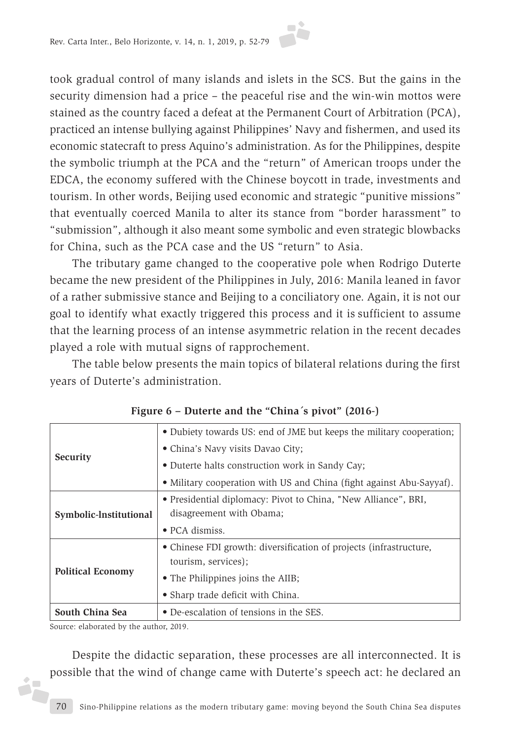took gradual control of many islands and islets in the SCS. But the gains in the security dimension had a price – the peaceful rise and the win-win mottos were stained as the country faced a defeat at the Permanent Court of Arbitration (PCA), practiced an intense bullying against Philippines' Navy and fishermen, and used its economic statecraft to press Aquino's administration. As for the Philippines, despite the symbolic triumph at the PCA and the "return" of American troops under the EDCA, the economy suffered with the Chinese boycott in trade, investments and tourism. In other words, Beijing used economic and strategic "punitive missions" that eventually coerced Manila to alter its stance from "border harassment" to "submission", although it also meant some symbolic and even strategic blowbacks for China, such as the PCA case and the US "return" to Asia.

The tributary game changed to the cooperative pole when Rodrigo Duterte became the new president of the Philippines in July, 2016: Manila leaned in favor of a rather submissive stance and Beijing to a conciliatory one. Again, it is not our goal to identify what exactly triggered this process and it is sufficient to assume that the learning process of an intense asymmetric relation in the recent decades played a role with mutual signs of rapprochement.

The table below presents the main topics of bilateral relations during the first years of Duterte's administration.

**Figure 6 – Duterte and the "China´s pivot" (2016-)**

| | |
|---|---|
| **Security** | • Dubiety towards US: end of JME but keeps the military cooperation;<br>• China's Navy visits Davao City;<br>• Duterte halts construction work in Sandy Cay;<br>• Military cooperation with US and China (fight against Abu-Sayyaf). |
| **Symbolic-Institutional** | • Presidential diplomacy: Pivot to China, "New Alliance", BRI, disagreement with Obama;<br>• PCA dismiss. |
| **Political Economy** | • Chinese FDI growth: diversification of projects (infrastructure, tourism, services);<br>• The Philippines joins the AIIB;<br>• Sharp trade deficit with China. |
| **South China Sea** | • De-escalation of tensions in the SES. |

Source: elaborated by the author, 2019.

Despite the didactic separation, these processes are all interconnected. It is possible that the wind of change came with Duterte's speech act: he declared an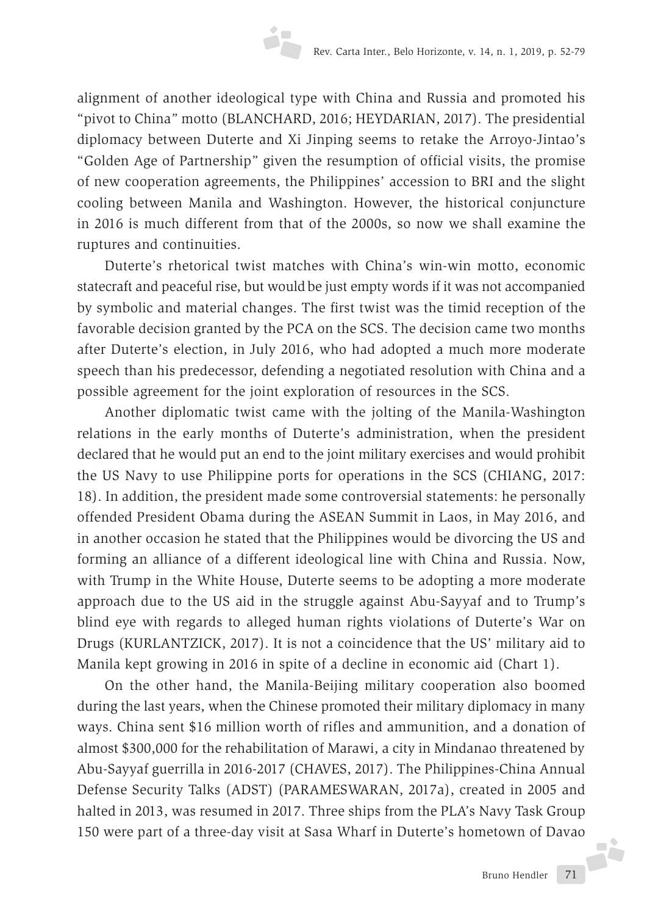alignment of another ideological type with China and Russia and promoted his "pivot to China" motto (BLANCHARD, 2016; HEYDARIAN, 2017). The presidential diplomacy between Duterte and Xi Jinping seems to retake the Arroyo-Jintao's "Golden Age of Partnership" given the resumption of official visits, the promise of new cooperation agreements, the Philippines' accession to BRI and the slight cooling between Manila and Washington. However, the historical conjuncture in 2016 is much different from that of the 2000s, so now we shall examine the ruptures and continuities.

Duterte's rhetorical twist matches with China's win-win motto, economic statecraft and peaceful rise, but would be just empty words if it was not accompanied by symbolic and material changes. The first twist was the timid reception of the favorable decision granted by the PCA on the SCS. The decision came two months after Duterte's election, in July 2016, who had adopted a much more moderate speech than his predecessor, defending a negotiated resolution with China and a possible agreement for the joint exploration of resources in the SCS.

Another diplomatic twist came with the jolting of the Manila-Washington relations in the early months of Duterte's administration, when the president declared that he would put an end to the joint military exercises and would prohibit the US Navy to use Philippine ports for operations in the SCS (CHIANG, 2017: 18). In addition, the president made some controversial statements: he personally offended President Obama during the ASEAN Summit in Laos, in May 2016, and in another occasion he stated that the Philippines would be divorcing the US and forming an alliance of a different ideological line with China and Russia. Now, with Trump in the White House, Duterte seems to be adopting a more moderate approach due to the US aid in the struggle against Abu-Sayyaf and to Trump's blind eye with regards to alleged human rights violations of Duterte's War on Drugs (KURLANTZICK, 2017). It is not a coincidence that the US' military aid to Manila kept growing in 2016 in spite of a decline in economic aid (Chart 1).

On the other hand, the Manila-Beijing military cooperation also boomed during the last years, when the Chinese promoted their military diplomacy in many ways. China sent $16 million worth of rifles and ammunition, and a donation of almost $300,000 for the rehabilitation of Marawi, a city in Mindanao threatened by Abu-Sayyaf guerrilla in 2016-2017 (CHAVES, 2017). The Philippines-China Annual Defense Security Talks (ADST) (PARAMESWARAN, 2017a), created in 2005 and halted in 2013, was resumed in 2017. Three ships from the PLA's Navy Task Group 150 were part of a three-day visit at Sasa Wharf in Duterte's hometown of Davao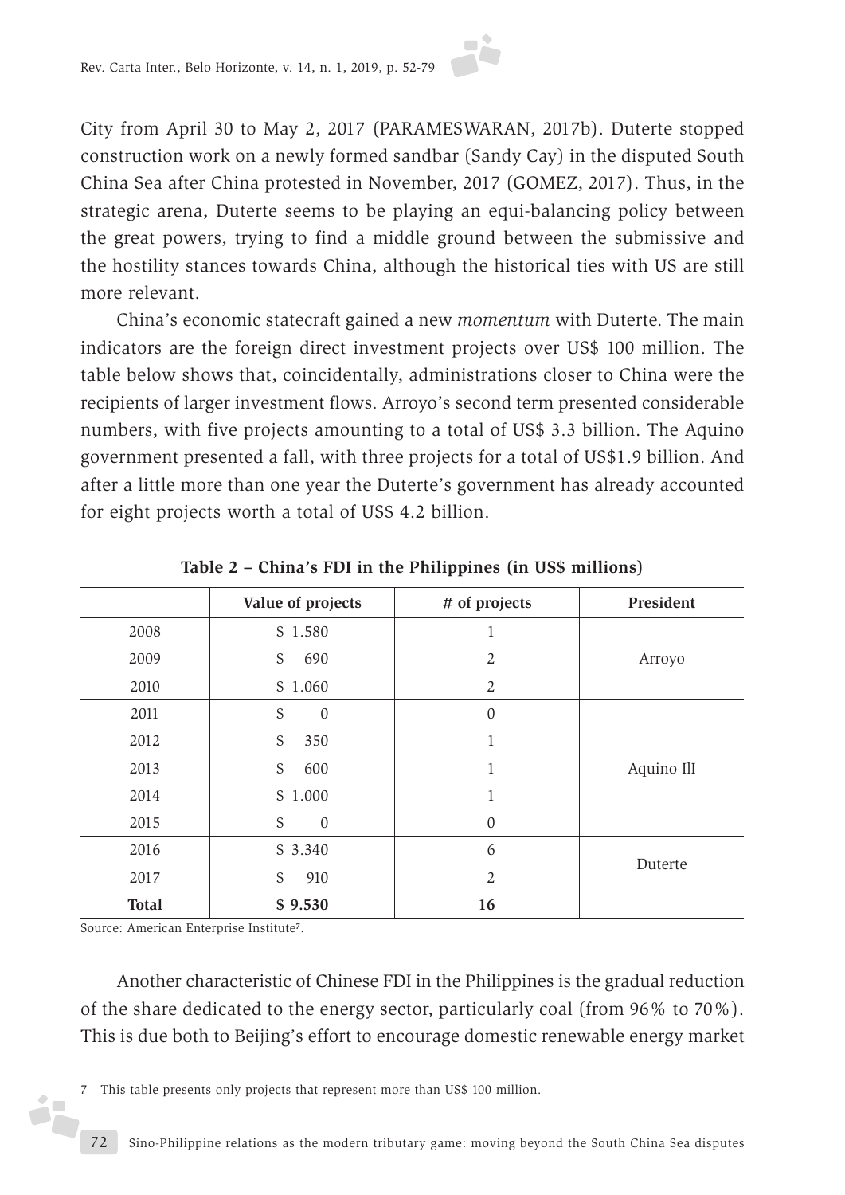City from April 30 to May 2, 2017 (PARAMESWARAN, 2017b). Duterte stopped construction work on a newly formed sandbar (Sandy Cay) in the disputed South China Sea after China protested in November, 2017 (GOMEZ, 2017). Thus, in the strategic arena, Duterte seems to be playing an equi-balancing policy between the great powers, trying to find a middle ground between the submissive and the hostility stances towards China, although the historical ties with US are still more relevant.

China's economic statecraft gained a new *momentum* with Duterte. The main indicators are the foreign direct investment projects over US$ 100 million. The table below shows that, coincidentally, administrations closer to China were the recipients of larger investment flows. Arroyo's second term presented considerable numbers, with five projects amounting to a total of US$ 3.3 billion. The Aquino government presented a fall, with three projects for a total of US$1.9 billion. And after a little more than one year the Duterte's government has already accounted for eight projects worth a total of US$ 4.2 billion.

**Table 2 – China's FDI in the Philippines (in US$ millions)**

| | Value of projects | # of projects | President |
|---|---|---|---|
| 2008 | $ 1.580 | 1 | Arroyo |
| 2009 | $ 690 | 2 | |
| 2010 | $ 1.060 | 2 | |
| 2011 | $ 0 | 0 | Aquino III |
| 2012 | $ 350 | 1 | |
| 2013 | $ 600 | 1 | |
| 2014 | $ 1.000 | 1 | |
| 2015 | $ 0 | 0 | |
| 2016 | $ 3.340 | 6 | Duterte |
| 2017 | $ 910 | 2 | |
| **Total** | **$ 9.530** | **16** | |

Source: American Enterprise Institute[7].

Another characteristic of Chinese FDI in the Philippines is the gradual reduction of the share dedicated to the energy sector, particularly coal (from 96% to 70%). This is due both to Beijing's effort to encourage domestic renewable energy market

7 This table presents only projects that represent more than US$ 100 million.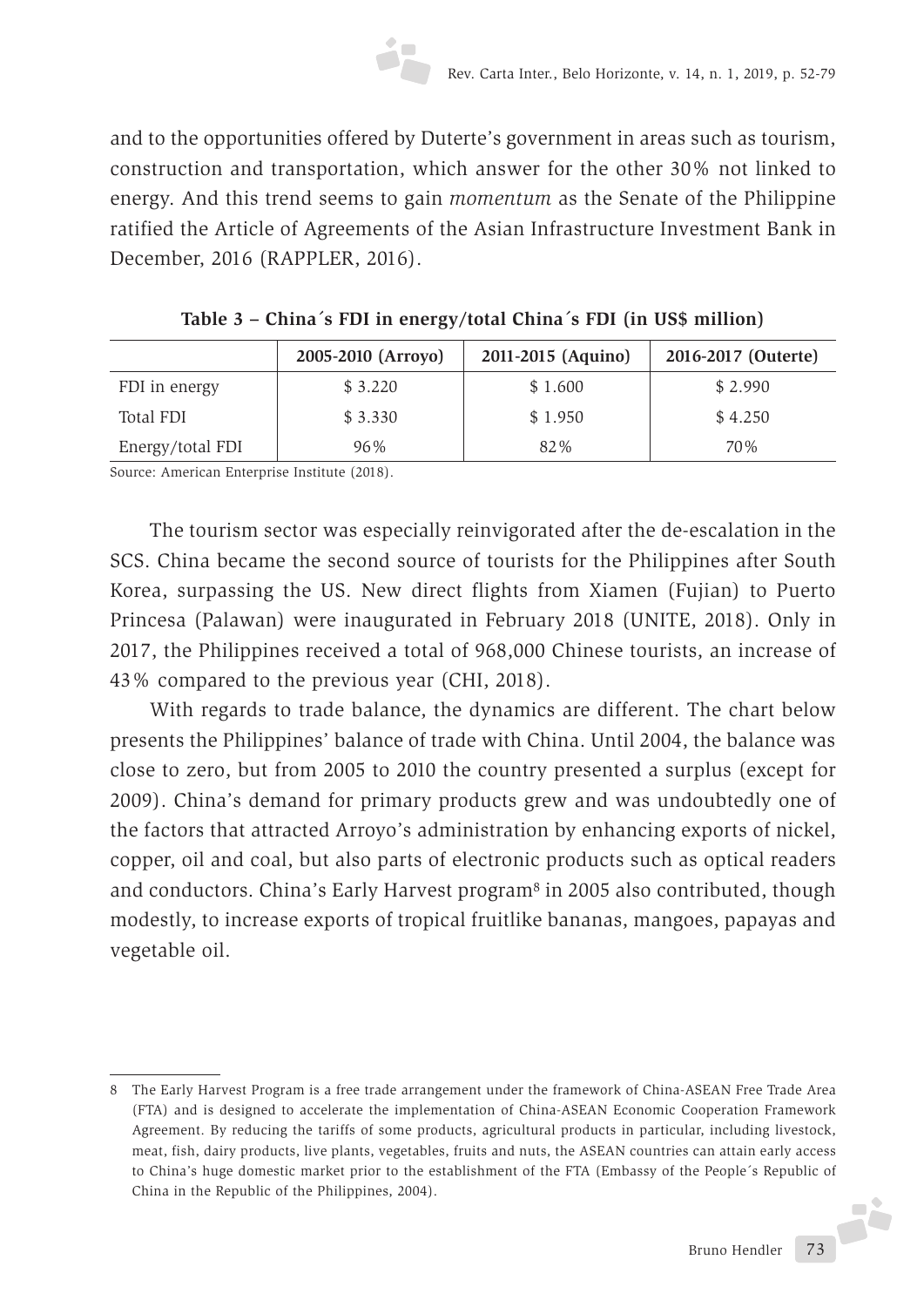and to the opportunities offered by Duterte's government in areas such as tourism, construction and transportation, which answer for the other 30% not linked to energy. And this trend seems to gain *momentum* as the Senate of the Philippine ratified the Article of Agreements of the Asian Infrastructure Investment Bank in December, 2016 (RAPPLER, 2016).

**Table 3 – China´s FDI in energy/total China´s FDI (in US$ million)**

| | 2005-2010 (Arroyo) | 2011-2015 (Aquino) | 2016-2017 (Duterte) |
|---|---|---|---|
| FDI in energy | $ 3.220 | $ 1.600 | $ 2.990 |
| Total FDI | $ 3.330 | $ 1.950 | $ 4.250 |
| Energy/total FDI | 96% | 82% | 70% |

Source: American Enterprise Institute (2018).

The tourism sector was especially reinvigorated after the de-escalation in the SCS. China became the second source of tourists for the Philippines after South Korea, surpassing the US. New direct flights from Xiamen (Fujian) to Puerto Princesa (Palawan) were inaugurated in February 2018 (UNITE, 2018). Only in 2017, the Philippines received a total of 968,000 Chinese tourists, an increase of 43% compared to the previous year (CHI, 2018).

With regards to trade balance, the dynamics are different. The chart below presents the Philippines' balance of trade with China. Until 2004, the balance was close to zero, but from 2005 to 2010 the country presented a surplus (except for 2009). China's demand for primary products grew and was undoubtedly one of the factors that attracted Arroyo's administration by enhancing exports of nickel, copper, oil and coal, but also parts of electronic products such as optical readers and conductors. China's Early Harvest program[8] in 2005 also contributed, though modestly, to increase exports of tropical fruitlike bananas, mangoes, papayas and vegetable oil.

---

8 The Early Harvest Program is a free trade arrangement under the framework of China-ASEAN Free Trade Area (FTA) and is designed to accelerate the implementation of China-ASEAN Economic Cooperation Framework Agreement. By reducing the tariffs of some products, agricultural products in particular, including livestock, meat, fish, dairy products, live plants, vegetables, fruits and nuts, the ASEAN countries can attain early access to China's huge domestic market prior to the establishment of the FTA (Embassy of the People´s Republic of China in the Republic of the Philippines, 2004).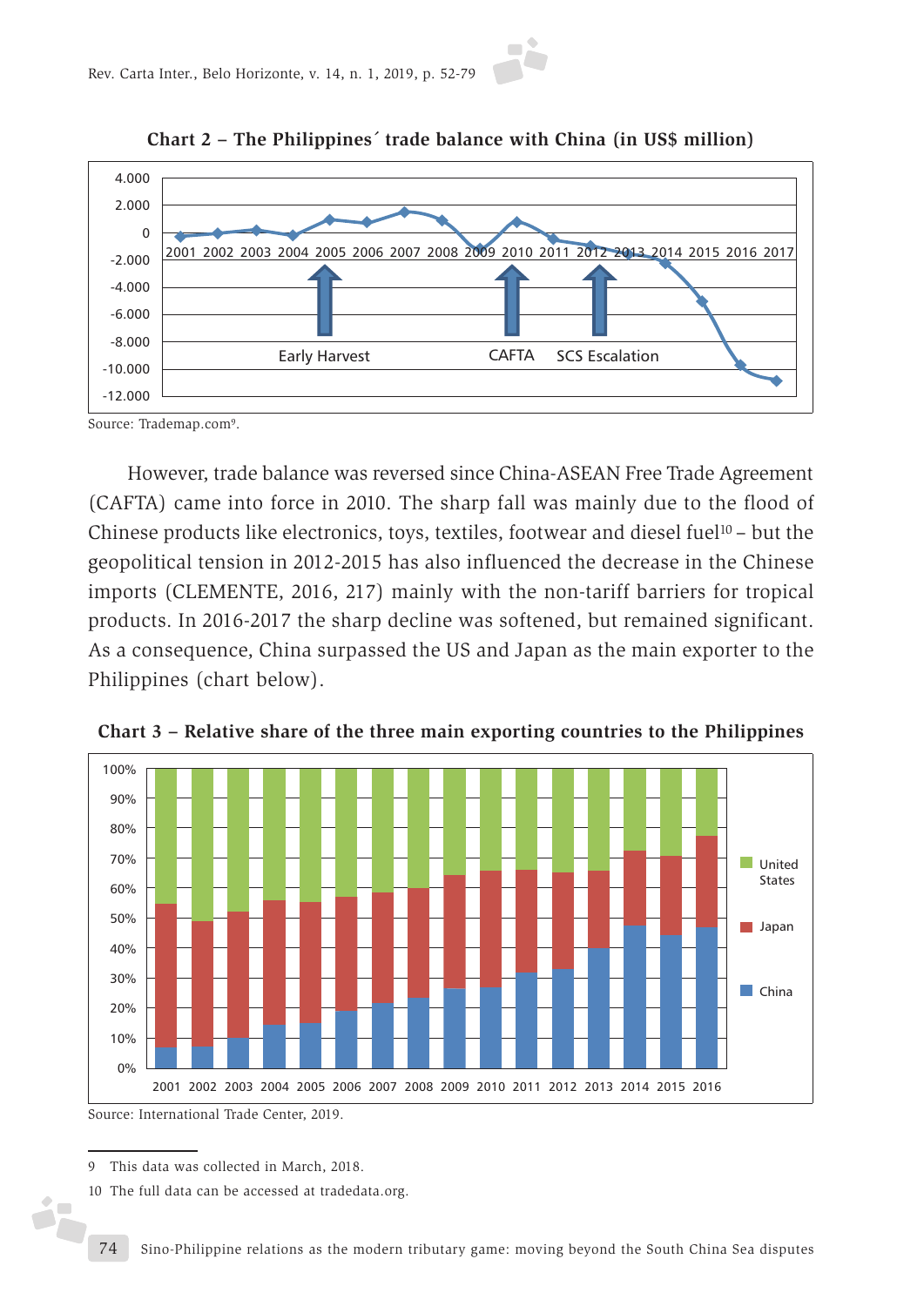**Chart 2 – The Philippines´ trade balance with China (in US$ million)**

Source: Trademap.com[9].

However, trade balance was reversed since China-ASEAN Free Trade Agreement (CAFTA) came into force in 2010. The sharp fall was mainly due to the flood of Chinese products like electronics, toys, textiles, footwear and diesel fuel[10] – but the geopolitical tension in 2012-2015 has also influenced the decrease in the Chinese imports (CLEMENTE, 2016, 217) mainly with the non-tariff barriers for tropical products. In 2016-2017 the sharp decline was softened, but remained significant. As a consequence, China surpassed the US and Japan as the main exporter to the Philippines (chart below).

**Chart 3 – Relative share of the three main exporting countries to the Philippines**

Source: International Trade Center, 2019.

9 This data was collected in March, 2018.

10 The full data can be accessed at tradedata.org.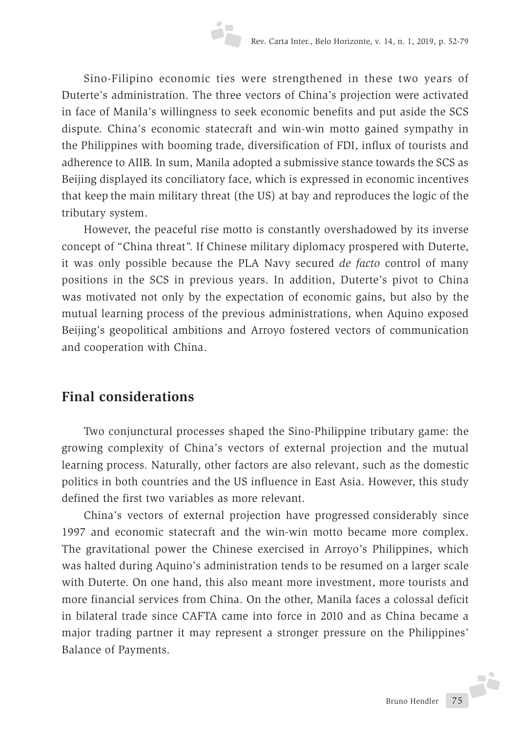Sino-Filipino economic ties were strengthened in these two years of Duterte's administration. The three vectors of China's projection were activated in face of Manila's willingness to seek economic benefits and put aside the SCS dispute. China's economic statecraft and win-win motto gained sympathy in the Philippines with booming trade, diversification of FDI, influx of tourists and adherence to AIIB. In sum, Manila adopted a submissive stance towards the SCS as Beijing displayed its conciliatory face, which is expressed in economic incentives that keep the main military threat (the US) at bay and reproduces the logic of the tributary system.

However, the peaceful rise motto is constantly overshadowed by its inverse concept of "China threat". If Chinese military diplomacy prospered with Duterte, it was only possible because the PLA Navy secured *de facto* control of many positions in the SCS in previous years. In addition, Duterte's pivot to China was motivated not only by the expectation of economic gains, but also by the mutual learning process of the previous administrations, when Aquino exposed Beijing's geopolitical ambitions and Arroyo fostered vectors of communication and cooperation with China.

## Final considerations

Two conjunctural processes shaped the Sino-Philippine tributary game: the growing complexity of China's vectors of external projection and the mutual learning process. Naturally, other factors are also relevant, such as the domestic politics in both countries and the US influence in East Asia. However, this study defined the first two variables as more relevant.

China's vectors of external projection have progressed considerably since 1997 and economic statecraft and the win-win motto became more complex. The gravitational power the Chinese exercised in Arroyo's Philippines, which was halted during Aquino's administration tends to be resumed on a larger scale with Duterte. On one hand, this also meant more investment, more tourists and more financial services from China. On the other, Manila faces a colossal deficit in bilateral trade since CAFTA came into force in 2010 and as China became a major trading partner it may represent a stronger pressure on the Philippines' Balance of Payments.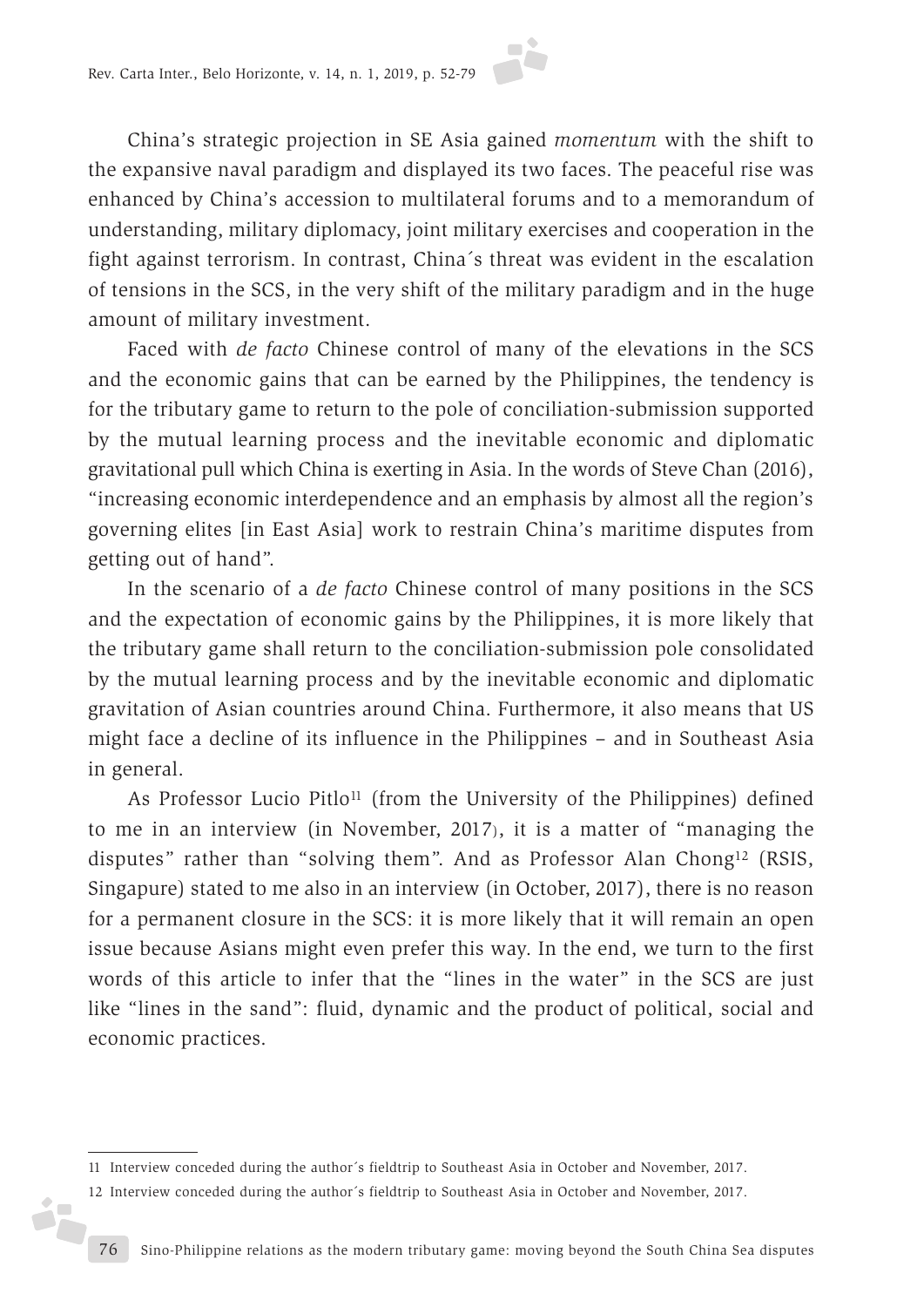China's strategic projection in SE Asia gained *momentum* with the shift to the expansive naval paradigm and displayed its two faces. The peaceful rise was enhanced by China's accession to multilateral forums and to a memorandum of understanding, military diplomacy, joint military exercises and cooperation in the fight against terrorism. In contrast, China´s threat was evident in the escalation of tensions in the SCS, in the very shift of the military paradigm and in the huge amount of military investment.

Faced with *de facto* Chinese control of many of the elevations in the SCS and the economic gains that can be earned by the Philippines, the tendency is for the tributary game to return to the pole of conciliation-submission supported by the mutual learning process and the inevitable economic and diplomatic gravitational pull which China is exerting in Asia. In the words of Steve Chan (2016), "increasing economic interdependence and an emphasis by almost all the region's governing elites [in East Asia] work to restrain China's maritime disputes from getting out of hand".

In the scenario of a *de facto* Chinese control of many positions in the SCS and the expectation of economic gains by the Philippines, it is more likely that the tributary game shall return to the conciliation-submission pole consolidated by the mutual learning process and by the inevitable economic and diplomatic gravitation of Asian countries around China. Furthermore, it also means that US might face a decline of its influence in the Philippines – and in Southeast Asia in general.

As Professor Lucio Pitlo[11] (from the University of the Philippines) defined to me in an interview (in November, 2017), it is a matter of "managing the disputes" rather than "solving them". And as Professor Alan Chong[12] (RSIS, Singapure) stated to me also in an interview (in October, 2017), there is no reason for a permanent closure in the SCS: it is more likely that it will remain an open issue because Asians might even prefer this way. In the end, we turn to the first words of this article to infer that the "lines in the water" in the SCS are just like "lines in the sand": fluid, dynamic and the product of political, social and economic practices.

---

11 Interview conceded during the author´s fieldtrip to Southeast Asia in October and November, 2017.

12 Interview conceded during the author´s fieldtrip to Southeast Asia in October and November, 2017.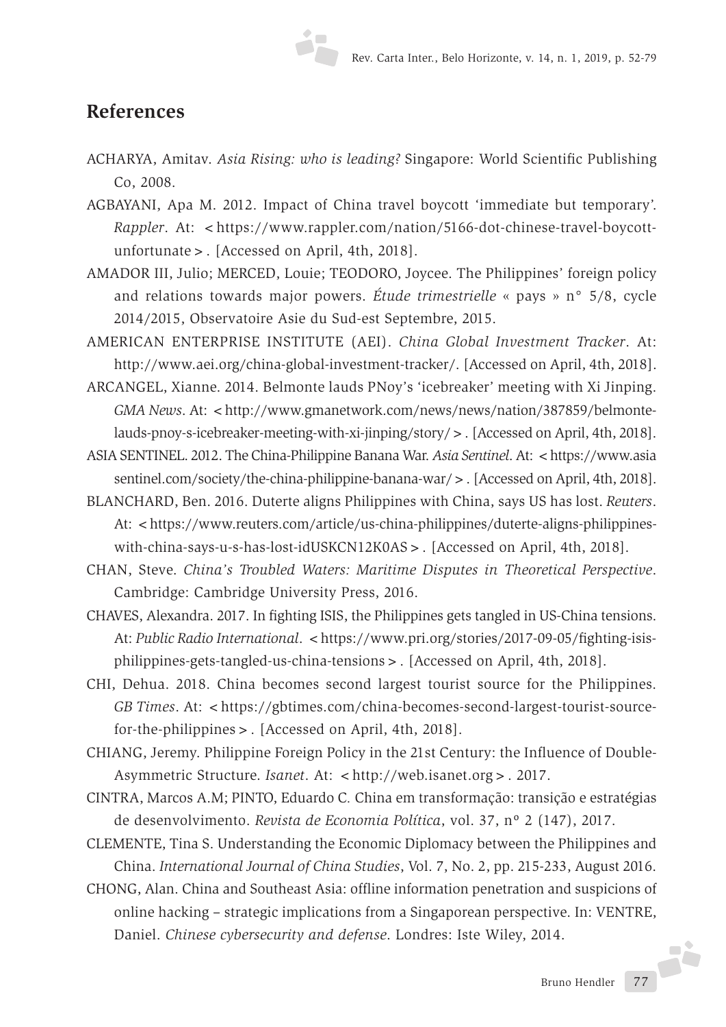## References

ACHARYA, Amitav. *Asia Rising: who is leading?* Singapore: World Scientific Publishing Co, 2008.

AGBAYANI, Apa M. 2012. Impact of China travel boycott 'immediate but temporary'. *Rappler*. At: <https://www.rappler.com/nation/5166-dot-chinese-travel-boycott-unfortunate>. [Accessed on April, 4th, 2018].

AMADOR III, Julio; MERCED, Louie; TEODORO, Joycee. The Philippines' foreign policy and relations towards major powers. *Étude trimestrielle* « pays » n° 5/8, cycle 2014/2015, Observatoire Asie du Sud-est Septembre, 2015.

AMERICAN ENTERPRISE INSTITUTE (AEI). *China Global Investment Tracker*. At: http://www.aei.org/china-global-investment-tracker/. [Accessed on April, 4th, 2018].

ARCANGEL, Xianne. 2014. Belmonte lauds PNoy's 'icebreaker' meeting with Xi Jinping. *GMA News*. At: <http://www.gmanetwork.com/news/news/nation/387859/belmonte-lauds-pnoy-s-icebreaker-meeting-with-xi-jinping/story/>. [Accessed on April, 4th, 2018].

ASIA SENTINEL. 2012. The China-Philippine Banana War. *Asia Sentinel*. At: <https://www.asiasentinel.com/society/the-china-philippine-banana-war/>. [Accessed on April, 4th, 2018].

BLANCHARD, Ben. 2016. Duterte aligns Philippines with China, says US has lost. *Reuters*. At: <https://www.reuters.com/article/us-china-philippines/duterte-aligns-philippines-with-china-says-u-s-has-lost-idUSKCN12K0AS>. [Accessed on April, 4th, 2018].

CHAN, Steve. *China's Troubled Waters: Maritime Disputes in Theoretical Perspective*. Cambridge: Cambridge University Press, 2016.

CHAVES, Alexandra. 2017. In fighting ISIS, the Philippines gets tangled in US-China tensions. At: *Public Radio International*. <https://www.pri.org/stories/2017-09-05/fighting-isis-philippines-gets-tangled-us-china-tensions>. [Accessed on April, 4th, 2018].

CHI, Dehua. 2018. China becomes second largest tourist source for the Philippines. *GB Times*. At: <https://gbtimes.com/china-becomes-second-largest-tourist-source-for-the-philippines>. [Accessed on April, 4th, 2018].

CHIANG, Jeremy. Philippine Foreign Policy in the 21st Century: the Influence of Double-Asymmetric Structure. *Isanet*. At: <http://web.isanet.org>. 2017.

CINTRA, Marcos A.M; PINTO, Eduardo C. China em transformação: transição e estratégias de desenvolvimento. *Revista de Economia Política*, vol. 37, nº 2 (147), 2017.

CLEMENTE, Tina S. Understanding the Economic Diplomacy between the Philippines and China. *International Journal of China Studies*, Vol. 7, No. 2, pp. 215-233, August 2016.

CHONG, Alan. China and Southeast Asia: offline information penetration and suspicions of online hacking – strategic implications from a Singaporean perspective. In: VENTRE, Daniel. *Chinese cybersecurity and defense*. Londres: Iste Wiley, 2014.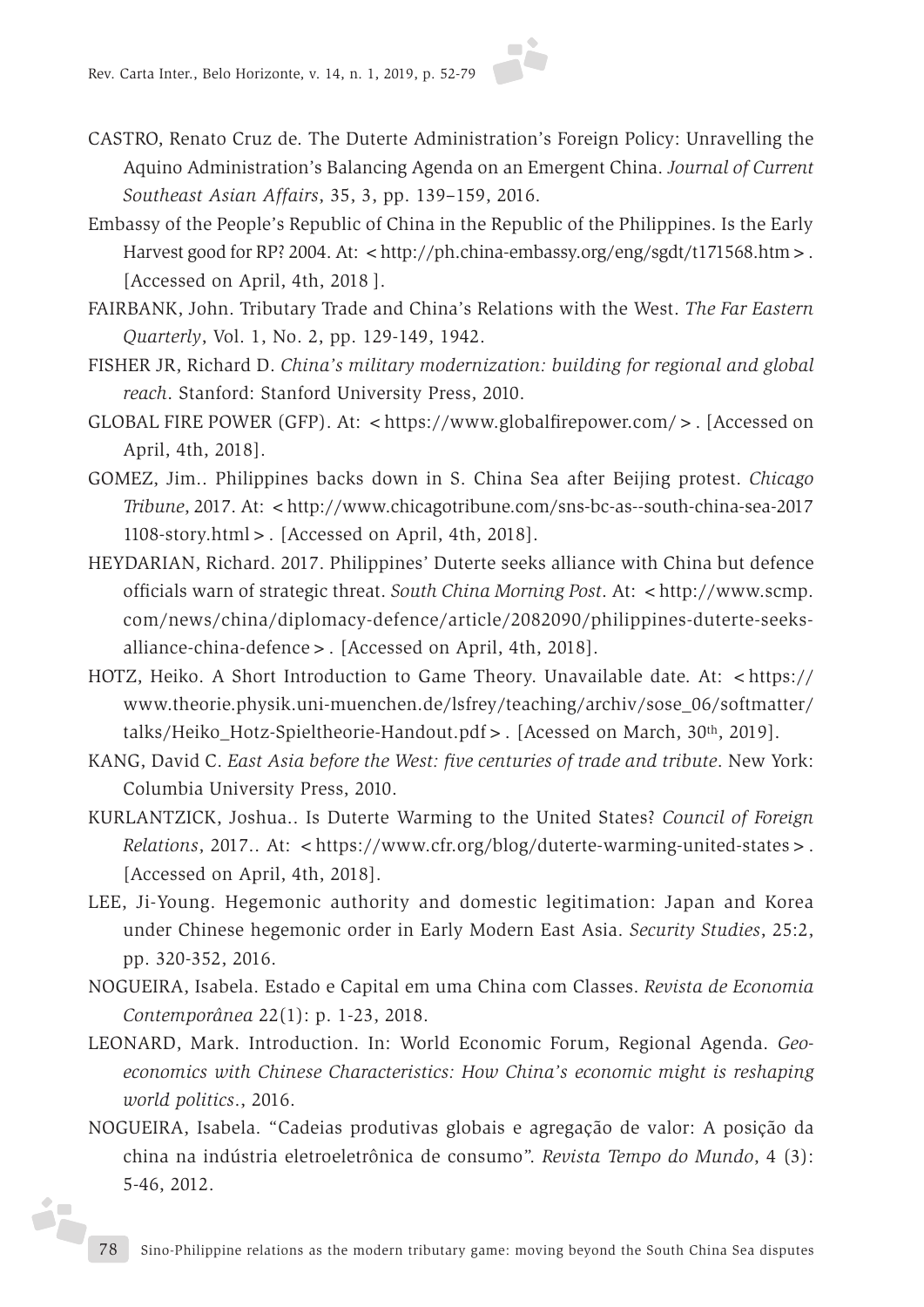CASTRO, Renato Cruz de. The Duterte Administration's Foreign Policy: Unravelling the Aquino Administration's Balancing Agenda on an Emergent China. *Journal of Current Southeast Asian Affairs*, 35, 3, pp. 139–159, 2016.

Embassy of the People's Republic of China in the Republic of the Philippines. Is the Early Harvest good for RP? 2004. At: <http://ph.china-embassy.org/eng/sgdt/t171568.htm>. [Accessed on April, 4th, 2018 ].

FAIRBANK, John. Tributary Trade and China's Relations with the West. *The Far Eastern Quarterly*, Vol. 1, No. 2, pp. 129-149, 1942.

FISHER JR, Richard D. *China's military modernization: building for regional and global reach*. Stanford: Stanford University Press, 2010.

GLOBAL FIRE POWER (GFP). At: <https://www.globalfirepower.com/>. [Accessed on April, 4th, 2018].

GOMEZ, Jim.. Philippines backs down in S. China Sea after Beijing protest. *Chicago Tribune*, 2017. At: <http://www.chicagotribune.com/sns-bc-as--south-china-sea-2017 1108-story.html>. [Accessed on April, 4th, 2018].

HEYDARIAN, Richard. 2017. Philippines' Duterte seeks alliance with China but defence officials warn of strategic threat. *South China Morning Post*. At: <http://www.scmp.com/news/china/diplomacy-defence/article/2082090/philippines-duterte-seeks-alliance-china-defence>. [Accessed on April, 4th, 2018].

HOTZ, Heiko. A Short Introduction to Game Theory. Unavailable date. At: <https://www.theorie.physik.uni-muenchen.de/lsfrey/teaching/archiv/sose_06/softmatter/talks/Heiko_Hotz-Spieltheorie-Handout.pdf>. [Acessed on March, 30th, 2019].

KANG, David C. *East Asia before the West: five centuries of trade and tribute*. New York: Columbia University Press, 2010.

KURLANTZICK, Joshua.. Is Duterte Warming to the United States? *Council of Foreign Relations*, 2017.. At: <https://www.cfr.org/blog/duterte-warming-united-states>. [Accessed on April, 4th, 2018].

LEE, Ji-Young. Hegemonic authority and domestic legitimation: Japan and Korea under Chinese hegemonic order in Early Modern East Asia. *Security Studies*, 25:2, pp. 320-352, 2016.

NOGUEIRA, Isabela. Estado e Capital em uma China com Classes. *Revista de Economia Contemporânea* 22(1): p. 1-23, 2018.

LEONARD, Mark. Introduction. In: World Economic Forum, Regional Agenda. *Geo-economics with Chinese Characteristics: How China's economic might is reshaping world politics*., 2016.

NOGUEIRA, Isabela. "Cadeias produtivas globais e agregação de valor: A posição da china na indústria eletroeletrônica de consumo". *Revista Tempo do Mundo*, 4 (3): 5-46, 2012.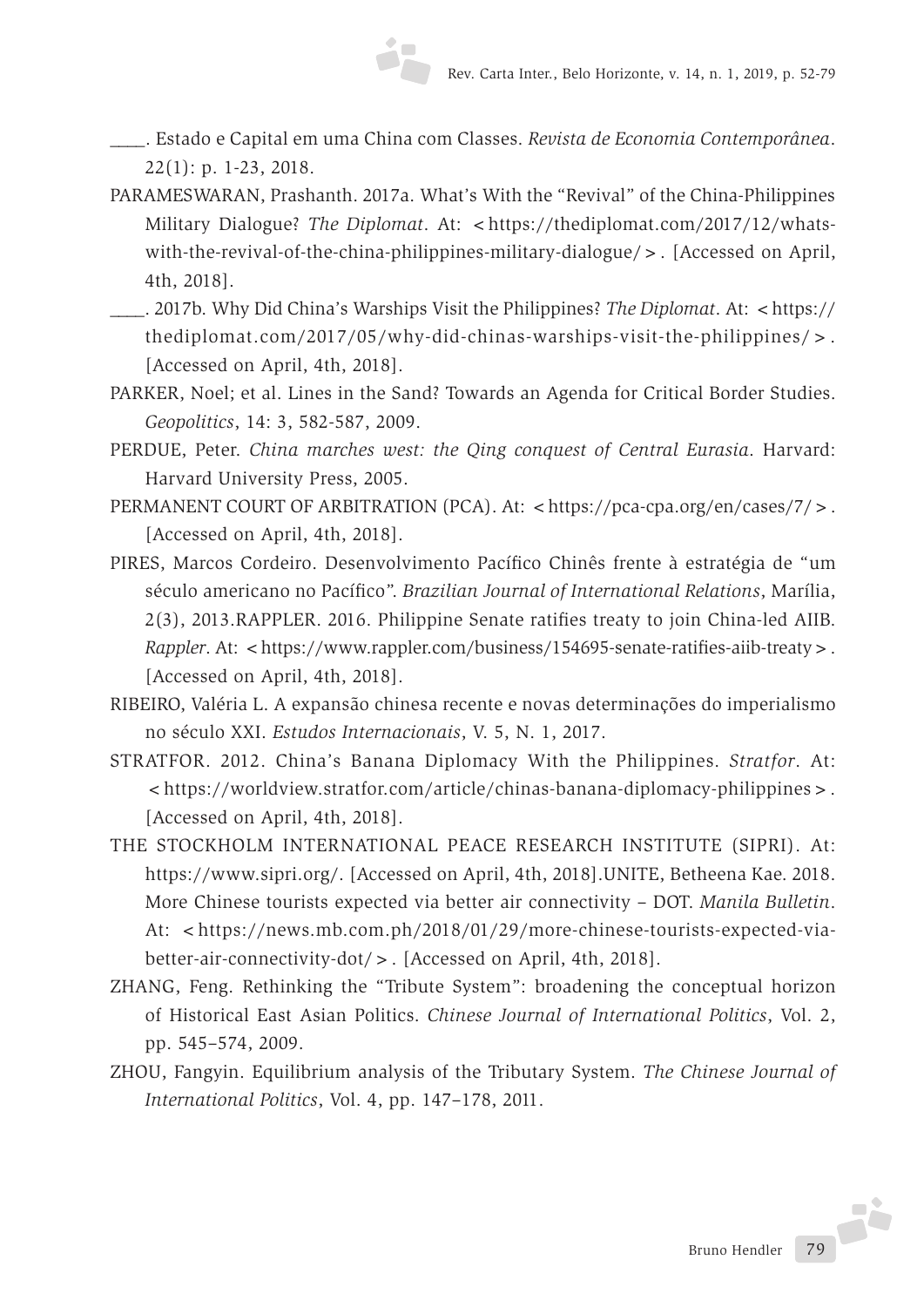____. Estado e Capital em uma China com Classes. *Revista de Economia Contemporânea*. 22(1): p. 1-23, 2018.

PARAMESWARAN, Prashanth. 2017a. What's With the "Revival" of the China-Philippines Military Dialogue? *The Diplomat*. At: <https://thediplomat.com/2017/12/whats-with-the-revival-of-the-china-philippines-military-dialogue/>. [Accessed on April, 4th, 2018].

____. 2017b. Why Did China's Warships Visit the Philippines? *The Diplomat*. At: <https://thediplomat.com/2017/05/why-did-chinas-warships-visit-the-philippines/>. [Accessed on April, 4th, 2018].

PARKER, Noel; et al. Lines in the Sand? Towards an Agenda for Critical Border Studies. *Geopolitics*, 14: 3, 582-587, 2009.

PERDUE, Peter. *China marches west: the Qing conquest of Central Eurasia*. Harvard: Harvard University Press, 2005.

PERMANENT COURT OF ARBITRATION (PCA). At: <https://pca-cpa.org/en/cases/7/>. [Accessed on April, 4th, 2018].

PIRES, Marcos Cordeiro. Desenvolvimento Pacífico Chinês frente à estratégia de "um século americano no Pacífico". *Brazilian Journal of International Relations*, Marília, 2(3), 2013.RAPPLER. 2016. Philippine Senate ratifies treaty to join China-led AIIB. *Rappler*. At: <https://www.rappler.com/business/154695-senate-ratifies-aiib-treaty>. [Accessed on April, 4th, 2018].

RIBEIRO, Valéria L. A expansão chinesa recente e novas determinações do imperialismo no século XXI. *Estudos Internacionais*, V. 5, N. 1, 2017.

STRATFOR. 2012. China's Banana Diplomacy With the Philippines. *Stratfor*. At: <https://worldview.stratfor.com/article/chinas-banana-diplomacy-philippines>. [Accessed on April, 4th, 2018].

THE STOCKHOLM INTERNATIONAL PEACE RESEARCH INSTITUTE (SIPRI). At: https://www.sipri.org/. [Accessed on April, 4th, 2018].UNITE, Betheena Kae. 2018. More Chinese tourists expected via better air connectivity – DOT. *Manila Bulletin*. At: <https://news.mb.com.ph/2018/01/29/more-chinese-tourists-expected-via-better-air-connectivity-dot/>. [Accessed on April, 4th, 2018].

ZHANG, Feng. Rethinking the "Tribute System": broadening the conceptual horizon of Historical East Asian Politics. *Chinese Journal of International Politics*, Vol. 2, pp. 545–574, 2009.

ZHOU, Fangyin. Equilibrium analysis of the Tributary System. *The Chinese Journal of International Politics*, Vol. 4, pp. 147–178, 2011.